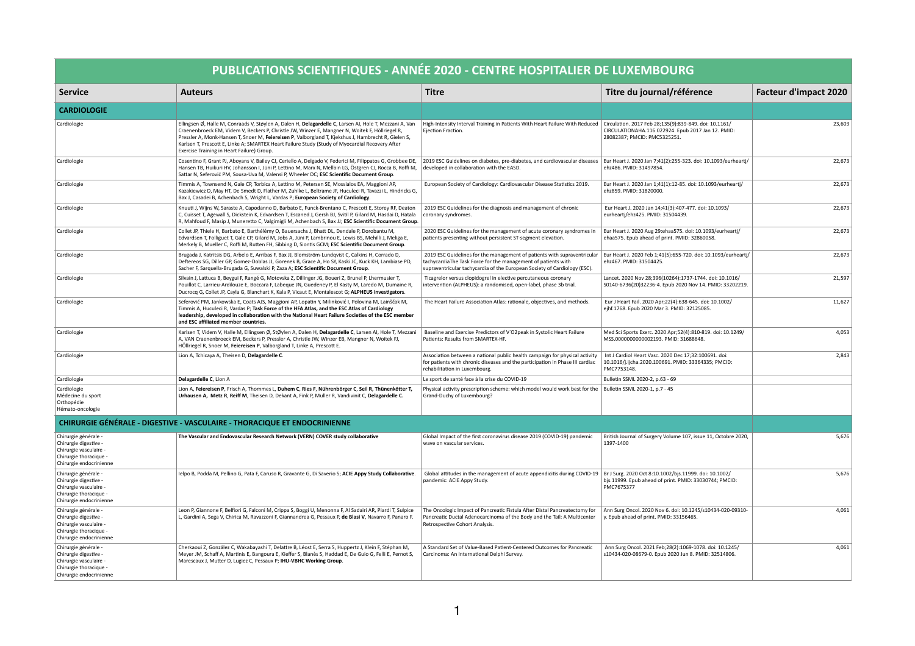# PUBLICATIONS SCIENTIFIQUES - ANNÉE 2020 - CENTRE HOSPITALIER DE LUXEMBOURG

| Service | Auteurs | Titre | Titre du journal/référence | Facteur d'impact 2020 |
|---|---|---|---|---|
| **CARDIOLOGIE** | | | | |
| Cardiologie | Ellingsen Ø, Halle M, Conraads V, Støylen A, Dalen H, **Delagardelle C**, Larsen AI, Hole T, Mezzani A, Van Craenenbroeck EM, Videm V, Beckers P, Christle JW, Winzer E, Mangner N, Woitek F, Höllriegel R, Pressler A, Monk-Hansen T, Snoer M, **Feiereisen P**, Valborgland T, Kjekshus J, Hambrecht R, Gielen S, Karlsen T, Prescott E, Linke A; SMARTEX Heart Failure Study (Study of Myocardial Recovery After Exercise Training in Heart Failure) Group. | High-Intensity Interval Training in Patients With Heart Failure With Reduced Ejection Fraction. | Circulation. 2017 Feb 28;135(9):839-849. doi: 10.1161/ CIRCULATIONAHA.116.022924. Epub 2017 Jan 12. PMID: 28082387; PMCID: PMC5325251. | 23,603 |
| Cardiologie | Cosentino F, Grant PJ, Aboyans V, Bailey CJ, Ceriello A, Delgado V, Federici M, Filippatos G, Grobbee DE, Hansen TB, Huikuri HV, Johansson I, Jüni P, Lettino M, Marx N, Mellbin LG, Östgren CJ, Rocca B, Roffi M, Sattar N, Seferović PM, Sousa-Uva M, Valensi P, Wheeler DC; **ESC Scientific Document Group**. | 2019 ESC Guidelines on diabetes, pre-diabetes, and cardiovascular diseases developed in collaboration with the EASD. | Eur Heart J. 2020 Jan 7;41(2):255-323. doi: 10.1093/eurheartj/ ehz486. PMID: 31497854. | 22,673 |
| Cardiologie | Timmis A, Townsend N, Gale CP, Torbica A, Lettino M, Petersen SE, Mossialos EA, Maggioni AP, Kazakiewicz D, May HT, De Smedt D, Flather M, Zuhlke L, Beltrame JF, Huculeci R, Tavazzi L, Hindricks G, Bax J, Casadei B, Achenbach S, Wright L, Vardas P; **European Society of Cardiology**. | European Society of Cardiology: Cardiovascular Disease Statistics 2019. | Eur Heart J. 2020 Jan 1;41(1):12-85. doi: 10.1093/eurheartj/ ehz859. PMID: 31820000. | 22,673 |
| Cardiologie | Knuuti J, Wijns W, Saraste A, Capodanno D, Barbato E, Funck-Brentano C, Prescott E, Storey RF, Deaton C, Cuisset T, Agewall S, Dickstein K, Edvardsen T, Escaned J, Gersh BJ, Svitil P, Gilard M, Hasdai D, Hatala R, Mahfoud F, Masip J, Muneretto C, Valgimigli M, Achenbach S, Bax JJ; **ESC Scientific Document Group**. | 2019 ESC Guidelines for the diagnosis and management of chronic coronary syndromes. | Eur Heart J. 2020 Jan 14;41(3):407-477. doi: 10.1093/ eurheartj/ehz425. PMID: 31504439. | 22,673 |
| Cardiologie | Collet JP, Thiele H, Barbato E, Barthélémy O, Bauersachs J, Bhatt DL, Dendale P, Dorobantu M, Edvardsen T, Folliguet T, Gale CP, Gilard M, Jobs A, Jüni P, Lambrinou E, Lewis BS, Mehilli J, Meliga E, Merkely B, Mueller C, Roffi M, Rutten FH, Sibbing D, Siontis GCM; **ESC Scientific Document Group**. | 2020 ESC Guidelines for the management of acute coronary syndromes in patients presenting without persistent ST-segment elevation. | Eur Heart J. 2020 Aug 29:ehaa575. doi: 10.1093/eurheartj/ ehaa575. Epub ahead of print. PMID: 32860058. | 22,673 |
| Cardiologie | Brugada J, Katritsis DG, Arbelo E, Arribas F, Bax JJ, Blomström-Lundqvist C, Calkins H, Corrado D, Deftereos SG, Diller GP, Gomez-Doblas JJ, Gorenek B, Grace A, Ho SY, Kaski JC, Kuck KH, Lambiase PD, Sacher F, Sarquella-Brugada G, Suwalski P, Zaza A; **ESC Scientific Document Group**. | 2019 ESC Guidelines for the management of patients with supraventricular tachycardiaThe Task Force for the management of patients with supraventricular tachycardia of the European Society of Cardiology (ESC). | Eur Heart J. 2020 Feb 1;41(5):655-720. doi: 10.1093/eurheartj/ ehz467. PMID: 31504425. | 22,673 |
| Cardiologie | Silvain J, Lattuca B, Beygui F, Rangé G, Motovska Z, Dillinger JG, Boueri Z, Brunel P, Lhermusier T, Pouillot C, Larrieu-Ardilouze E, Boccara F, Labeque JN, Guedeney P, El Kasty M, Laredo M, Dumaine R, Ducrocq G, Collet JP, Cayla G, Blanchart K, Kala P, Vicaut E, Montalescot G; **ALPHEUS investigators**. | Ticagrelor versus clopidogrel in elective percutaneous coronary intervention (ALPHEUS): a randomised, open-label, phase 3b trial. | Lancet. 2020 Nov 28;396(10264):1737-1744. doi: 10.1016/ S0140-6736(20)32236-4. Epub 2020 Nov 14. PMID: 33202219. | 21,597 |
| Cardiologie | Seferović PM, Jankowska E, Coats AJS, Maggioni AP, Lopatin Y, Milinković I, Polovina M, Lainščak M, Timmis A, Huculeci R, Vardas P; **Task Force of the HFA Atlas, and the ESC Atlas of Cardiology leadership, developed in collaboration with the National Heart Failure Societies of the ESC member and ESC affiliated member countries.** | The Heart Failure Association Atlas: rationale, objectives, and methods. | Eur J Heart Fail. 2020 Apr;22(4):638-645. doi: 10.1002/ ejhf.1768. Epub 2020 Mar 3. PMID: 32125085. | 11,627 |
| Cardiologie | Karlsen T, Videm V, Halle M, Ellingsen Ø, StØylen A, Dalen H, **Delagardelle C**, Larsen AI, Hole T, Mezzani A, VAN Craenenbroeck EM, Beckers P, Pressler A, Christle JW, Winzer EB, Mangner N, Woitek FJ, HÖllriegel R, Snoer M, **Feiereisen P**, Valborgland T, Linke A, Prescott E. | Baseline and Exercise Predictors of V˙O2peak in Systolic Heart Failure Patients: Results from SMARTEX-HF. | Med Sci Sports Exerc. 2020 Apr;52(4):810-819. doi: 10.1249/ MSS.0000000000002193. PMID: 31688648. | 4,053 |
| Cardiologie | Lion A, Tchicaya A, Theisen D, **Delagardelle C**. | Association between a national public health campaign for physical activity for patients with chronic diseases and the participation in Phase III cardiac rehabilitation in Luxembourg. | Int J Cardiol Heart Vasc. 2020 Dec 17;32:100691. doi: 10.1016/j.ijcha.2020.100691. PMID: 33364335; PMCID: PMC7753148. | 2,843 |
| Cardiologie | **Delagardelle C**, Lion A | Le sport de santé face à la crise du COVID-19 | Bulletin SSML 2020-2, p.63 - 69 | |
| Cardiologie<br>Médecine du sport<br>Orthopédie<br>Hémato-oncologie | Lion A, **Feiereisen P**, Frisch A, Thommes L, **Duhem C**, **Ries F**, **Nührenbörger C**, **Seil R**, **Thünenkötter T**, **Urhausen A**, **Metz R**, **Reiff M**, Theisen D, Dekant A, Fink P, Muller R, Vandivinit C, **Delagardelle C.** | Physical activity prescription scheme: which model would work best for the Grand-Duchy of Luxembourg? | Bulletin SSML 2020-1, p.7 - 45 | |
| **CHIRURGIE GÉNÉRALE - DIGESTIVE - VASCULAIRE - THORACIQUE ET ENDOCRINIENNE** | | | | |
| Chirurgie générale -<br>Chirurgie digestive -<br>Chirurgie vasculaire -<br>Chirurgie thoracique -<br>Chirurgie endocrinienne | **The Vascular and Endovascular Research Network (VERN) COVER study collaborative** | Global Impact of the first coronavirus disease 2019 (COVID-19) pandemic wave on vascular services. | British Journal of Surgery Volume 107, issue 11, Octobre 2020, 1397-1400 | 5,676 |
| Chirurgie générale -<br>Chirurgie digestive -<br>Chirurgie vasculaire -<br>Chirurgie thoracique -<br>Chirurgie endocrinienne | Ielpo B, Podda M, Pellino G, Pata F, Caruso R, Gravante G, Di Saverio S; **ACIE Appy Study Collaborative**. | Global attitudes in the management of acute appendicitis during COVID-19 pandemic: ACIE Appy Study. | Br J Surg. 2020 Oct 8:10.1002/bjs.11999. doi: 10.1002/ bjs.11999. Epub ahead of print. PMID: 33030744; PMCID: PMC7675377 | 5,676 |
| Chirurgie générale -<br>Chirurgie digestive -<br>Chirurgie vasculaire -<br>Chirurgie thoracique -<br>Chirurgie endocrinienne | Leon P, Giannone F, Belfiori G, Falconi M, Crippa S, Boggi U, Menonna F, Al Sadairi AR, Piardi T, Sulpice L, Gardini A, Sega V, Chirica M, Ravazzoni F, Giannandrea G, Pessaux P, **de Blasi V**, Navarro F, Panaro F. | The Oncologic Impact of Pancreatic Fistula After Distal Pancreatectomy for Pancreatic Ductal Adenocarcinoma of the Body and the Tail: A Multicenter Retrospective Cohort Analysis. | Ann Surg Oncol. 2020 Nov 6. doi: 10.1245/s10434-020-09310- y. Epub ahead of print. PMID: 33156465. | 4,061 |
| Chirurgie générale -<br>Chirurgie digestive -<br>Chirurgie vasculaire -<br>Chirurgie thoracique -<br>Chirurgie endocrinienne | Cherkaoui Z, González C, Wakabayashi T, Delattre B, Léost E, Serra S, Huppertz J, Klein F, Stéphan M, Meyer JM, Schaff A, Martinis E, Bangoura E, Kieffer S, Blanès S, Haddad E, De Guio G, Felli E, Pernot S, Marescaux J, Mutter D, Lugiez C, Pessaux P; **IHU-VBHC Working Group**. | A Standard Set of Value-Based Patient-Centered Outcomes for Pancreatic Carcinoma: An International Delphi Survey. | Ann Surg Oncol. 2021 Feb;28(2):1069-1078. doi: 10.1245/ s10434-020-08679-0. Epub 2020 Jun 8. PMID: 32514806. | 4,061 |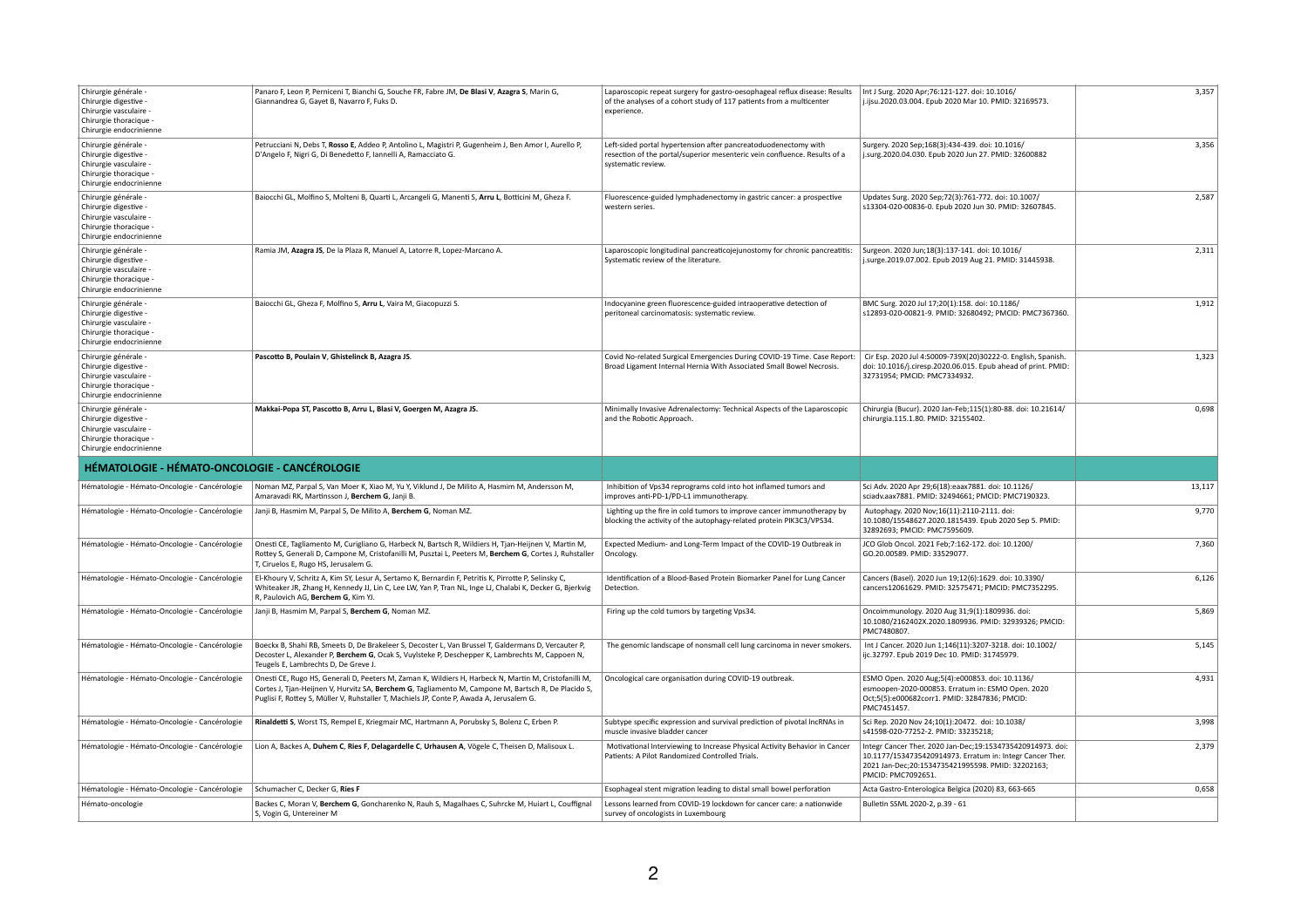| | | | | |
|---|---|---|---|---|
| Chirurgie générale - Chirurgie digestive - Chirurgie vasculaire - Chirurgie thoracique - Chirurgie endocrinienne | Panaro F, Leon P, Perniceni T, Bianchi G, Souche FR, Fabre JM, **De Blasi V**, **Azagra S**, Marin G, Giannandrea G, Gayet B, Navarro F, Fuks D. | Laparoscopic repeat surgery for gastro-oesophageal reflux disease: Results of the analyses of a cohort study of 117 patients from a multicenter experience. | Int J Surg. 2020 Apr;76:121-127. doi: 10.1016/j.ijsu.2020.03.004. Epub 2020 Mar 10. PMID: 32169573. | 3,357 |
| Chirurgie générale - Chirurgie digestive - Chirurgie vasculaire - Chirurgie thoracique - Chirurgie endocrinienne | Petrucciani N, Debs T, **Rosso E**, Addeo P, Antolino L, Magistri P, Gugenheim J, Ben Amor I, Aurello P, D'Angelo F, Nigri G, Di Benedetto F, Iannelli A, Ramacciato G. | Left-sided portal hypertension after pancreatoduodenectomy with resection of the portal/superior mesenteric vein confluence. Results of a systematic review. | Surgery. 2020 Sep;168(3):434-439. doi: 10.1016/j.surg.2020.04.030. Epub 2020 Jun 27. PMID: 32600882 | 3,356 |
| Chirurgie générale - Chirurgie digestive - Chirurgie vasculaire - Chirurgie thoracique - Chirurgie endocrinienne | Baiocchi GL, Molfino S, Molteni B, Quarti L, Arcangeli G, Manenti S, **Arru L**, Botticini M, Gheza F. | Fluorescence-guided lymphadenectomy in gastric cancer: a prospective western series. | Updates Surg. 2020 Sep;72(3):761-772. doi: 10.1007/s13304-020-00836-0. Epub 2020 Jun 30. PMID: 32607845. | 2,587 |
| Chirurgie générale - Chirurgie digestive - Chirurgie vasculaire - Chirurgie thoracique - Chirurgie endocrinienne | Ramia JM, **Azagra JS**, De la Plaza R, Manuel A, Latorre R, Lopez-Marcano A. | Laparoscopic longitudinal pancreaticojejunostomy for chronic pancreatitis: Systematic review of the literature. | Surgeon. 2020 Jun;18(3):137-141. doi: 10.1016/j.surge.2019.07.002. Epub 2019 Aug 21. PMID: 31445938. | 2,311 |
| Chirurgie générale - Chirurgie digestive - Chirurgie vasculaire - Chirurgie thoracique - Chirurgie endocrinienne | Baiocchi GL, Gheza F, Molfino S, **Arru L**, Vaira M, Giacopuzzi S. | Indocyanine green fluorescence-guided intraoperative detection of peritoneal carcinomatosis: systematic review. | BMC Surg. 2020 Jul 17;20(1):158. doi: 10.1186/s12893-020-00821-9. PMID: 32680492; PMCID: PMC7367360. | 1,912 |
| Chirurgie générale - Chirurgie digestive - Chirurgie vasculaire - Chirurgie thoracique - Chirurgie endocrinienne | **Pascotto B, Poulain V, Ghistelinck B, Azagra JS**. | Covid No-related Surgical Emergencies During COVID-19 Time. Case Report: Broad Ligament Internal Hernia With Associated Small Bowel Necrosis. | Cir Esp. 2020 Jul 4:S0009-739X(20)30222-0. English, Spanish. doi: 10.1016/j.ciresp.2020.06.015. Epub ahead of print. PMID: 32731954; PMCID: PMC7334932. | 1,323 |
| Chirurgie générale - Chirurgie digestive - Chirurgie vasculaire - Chirurgie thoracique - Chirurgie endocrinienne | **Makkai-Popa ST, Pascotto B, Arru L, Blasi V, Goergen M, Azagra JS.** | Minimally Invasive Adrenalectomy: Technical Aspects of the Laparoscopic and the Robotic Approach. | Chirurgia (Bucur). 2020 Jan-Feb;115(1):80-88. doi: 10.21614/chirurgia.115.1.80. PMID: 32155402. | 0,698 |
| **HÉMATOLOGIE - HÉMATO-ONCOLOGIE - CANCÉROLOGIE** | | | | |
| Hématologie - Hémato-Oncologie - Cancérologie | Noman MZ, Parpal S, Van Moer K, Xiao M, Yu Y, Viklund J, De Milito A, Hasmim M, Andersson M, Amaravadi RK, Martinsson J, **Berchem G**, Janji B. | Inhibition of Vps34 reprograms cold into hot inflamed tumors and improves anti-PD-1/PD-L1 immunotherapy. | Sci Adv. 2020 Apr 29;6(18):eaax7881. doi: 10.1126/sciadv.aax7881. PMID: 32494661; PMCID: PMC7190323. | 13,117 |
| Hématologie - Hémato-Oncologie - Cancérologie | Janji B, Hasmim M, Parpal S, De Milito A, **Berchem G**, Noman MZ. | Lighting up the fire in cold tumors to improve cancer immunotherapy by blocking the activity of the autophagy-related protein PIK3C3/VPS34. | Autophagy. 2020 Nov;16(11):2110-2111. doi: 10.1080/15548627.2020.1815439. Epub 2020 Sep 5. PMID: 32892693; PMCID: PMC7595609. | 9,770 |
| Hématologie - Hémato-Oncologie - Cancérologie | Onesti CE, Tagliamento M, Curigliano G, Harbeck N, Bartsch R, Wildiers H, Tjan-Heijnen V, Martin M, Rottey S, Generali D, Campone M, Cristofanilli M, Pusztai L, Peeters M, **Berchem G**, Cortes J, Ruhstaller T, Ciruelos E, Rugo HS, Jerusalem G. | Expected Medium- and Long-Term Impact of the COVID-19 Outbreak in Oncology. | JCO Glob Oncol. 2021 Feb;7:162-172. doi: 10.1200/GO.20.00589. PMID: 33529077. | 7,360 |
| Hématologie - Hémato-Oncologie - Cancérologie | El-Khoury V, Schritz A, Kim SY, Lesur A, Sertamo K, Bernardin F, Petritis K, Pirrotte P, Selinsky C, Whiteaker JR, Zhang H, Kennedy JJ, Lin C, Lee LW, Yan P, Tran NL, Inge LJ, Chalabi K, Decker G, Bjerkvig R, Paulovich AG, **Berchem G**, Kim YJ. | Identification of a Blood-Based Protein Biomarker Panel for Lung Cancer Detection. | Cancers (Basel). 2020 Jun 19;12(6):1629. doi: 10.3390/cancers12061629. PMID: 32575471; PMCID: PMC7352295. | 6,126 |
| Hématologie - Hémato-Oncologie - Cancérologie | Janji B, Hasmim M, Parpal S, **Berchem G**, Noman MZ. | Firing up the cold tumors by targeting Vps34. | Oncoimmunology. 2020 Aug 31;9(1):1809936. doi: 10.1080/2162402X.2020.1809936. PMID: 32939326; PMCID: PMC7480807. | 5,869 |
| Hématologie - Hémato-Oncologie - Cancérologie | Boeckx B, Shahi RB, Smeets D, De Brakeleer S, Decoster L, Van Brussel T, Galdermans D, Vercauter P, Decoster L, Alexander P, **Berchem G**, Ocak S, Vuylsteke P, Deschepper K, Lambrechts M, Cappoen N, Teugels E, Lambrechts D, De Greve J. | The genomic landscape of nonsmall cell lung carcinoma in never smokers. | Int J Cancer. 2020 Jun 1;146(11):3207-3218. doi: 10.1002/ijc.32797. Epub 2019 Dec 10. PMID: 31745979. | 5,145 |
| Hématologie - Hémato-Oncologie - Cancérologie | Onesti CE, Rugo HS, Generali D, Peeters M, Zaman K, Wildiers H, Harbeck N, Martin M, Cristofanilli M, Cortes J, Tjan-Heijnen V, Hurvitz SA, **Berchem G**, Tagliamento M, Campone M, Bartsch R, De Placido S, Puglisi F, Rottey S, Müller V, Ruhstaller T, Machiels JP, Conte P, Awada A, Jerusalem G. | Oncological care organisation during COVID-19 outbreak. | ESMO Open. 2020 Aug;5(4):e000853. doi: 10.1136/esmoopen-2020-000853. Erratum in: ESMO Open. 2020 Oct;5(5):e000682corr1. PMID: 32847836; PMCID: PMC7451457. | 4,931 |
| Hématologie - Hémato-Oncologie - Cancérologie | **Rinaldetti S**, Worst TS, Rempel E, Kriegmair MC, Hartmann A, Porubsky S, Bolenz C, Erben P. | Subtype specific expression and survival prediction of pivotal lncRNAs in muscle invasive bladder cancer | Sci Rep. 2020 Nov 24;10(1):20472. doi: 10.1038/s41598-020-77252-2. PMID: 33235218; | 3,998 |
| Hématologie - Hémato-Oncologie - Cancérologie | Lion A, Backes A, **Duhem C**, **Ries F**, **Delagardelle C**, **Urhausen A**, Vögele C, Theisen D, Malisoux L. | Motivational Interviewing to Increase Physical Activity Behavior in Cancer Patients: A Pilot Randomized Controlled Trials. | Integr Cancer Ther. 2020 Jan-Dec;19:1534735420914973. doi: 10.1177/1534735420914973. Erratum in: Integr Cancer Ther. 2021 Jan-Dec;20:1534735421995598. PMID: 32202163; PMCID: PMC7092651. | 2,379 |
| Hématologie - Hémato-Oncologie - Cancérologie | Schumacher C, Decker G, **Ries F** | Esophageal stent migration leading to distal small bowel perforation | Acta Gastro-Enterologica Belgica (2020) 83, 663-665 | 0,658 |
| Hémato-oncologie | Backes C, Moran V, **Berchem G**, Goncharenko N, Rauh S, Magalhaes C, Suhrcke M, Huiart L, Couffignal S, Vogin G, Untereiner M | Lessons learned from COVID-19 lockdown for cancer care: a nationwide survey of oncologists in Luxembourg | Bulletin SSML 2020-2, p.39 - 61 | |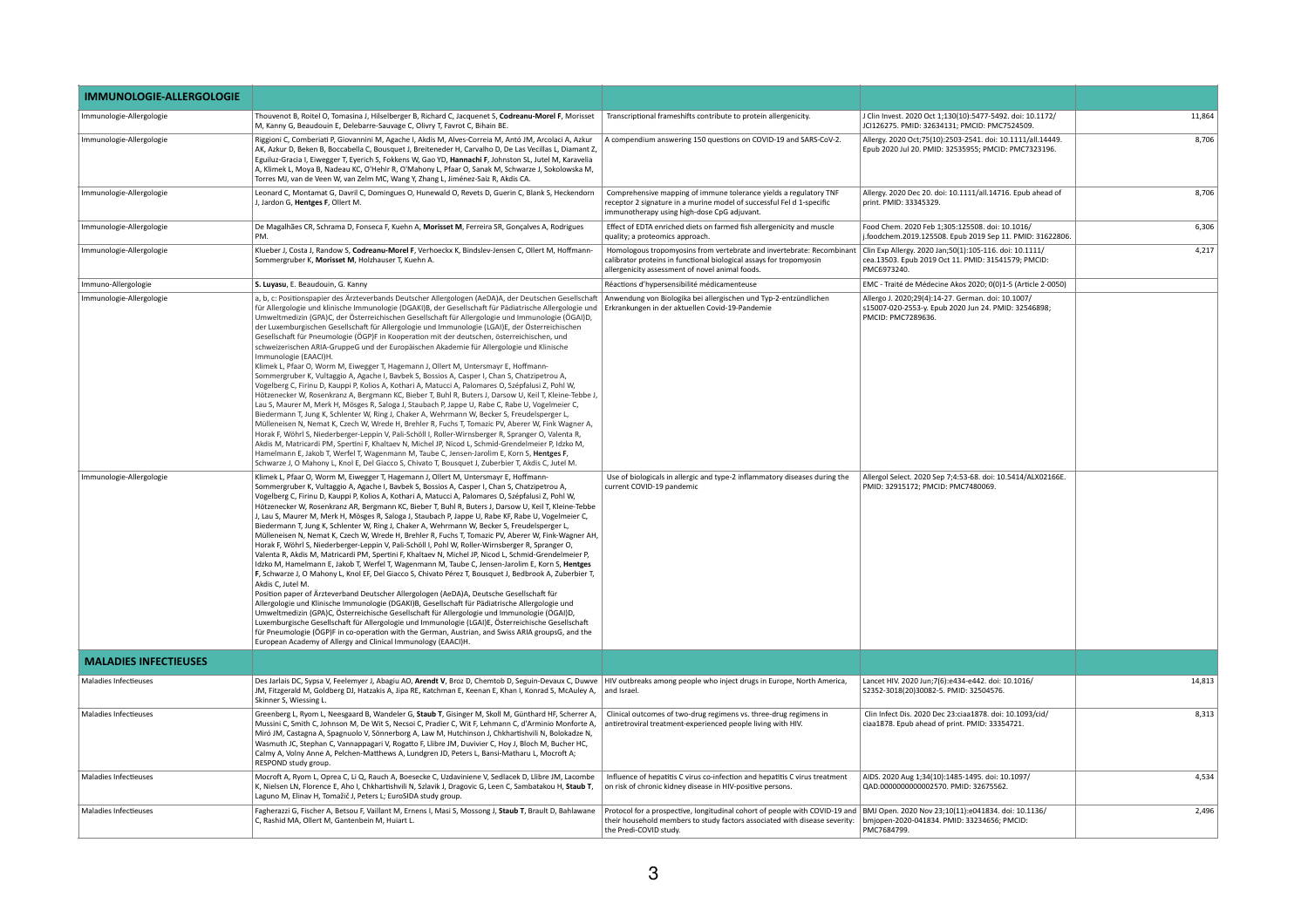| IMMUNOLOGIE-ALLERGOLOGIE | | | |
|---|---|---|---|
| Immunologie-Allergologie | Thouvenot B, Roitel O, Tomasina J, Hilselberger B, Richard C, Jacquenet S, **Codreanu-Morel F**, Morisset M, Kanny G, Beaudouin E, Delebarre-Sauvage C, Olivry T, Favrot C, Bihain BE. | Transcriptional frameshifts contribute to protein allergenicity. | J Clin Invest. 2020 Oct 1;130(10):5477-5492. doi: 10.1172/JCI126275. PMID: 32634131; PMCID: PMC7524509. | 11,864 |
| Immunologie-Allergologie | Riggioni C, Comberiati P, Giovannini M, Agache I, Akdis M, Alves-Correia M, Antó JM, Arcolaci A, Azkur AK, Azkur D, Beken B, Boccabella C, Bousquet J, Breiteneder H, Carvalho D, De Las Vecillas L, Diamant Z, Eguiluz-Gracia I, Eiwegger T, Eyerich S, Fokkens W, Gao YD, **Hannachi F**, Johnston SL, Jutel M, Karavelia A, Klimek L, Moya B, Nadeau KC, O'Hehir R, O'Mahony L, Pfaar O, Sanak M, Schwarze J, Sokolowska M, Torres MJ, van de Veen W, van Zelm MC, Wang Y, Zhang L, Jiménez-Saiz R, Akdis CA. | A compendium answering 150 questions on COVID-19 and SARS-CoV-2. | Allergy. 2020 Oct;75(10):2503-2541. doi: 10.1111/all.14449. Epub 2020 Jul 20. PMID: 32535955; PMCID: PMC7323196. | 8,706 |
| Immunologie-Allergologie | Leonard C, Montamat G, Davril C, Domingues O, Hunewald O, Revets D, Guerin C, Blank S, Heckendorn J, Jardon G, **Hentges F**, Ollert M. | Comprehensive mapping of immune tolerance yields a regulatory TNF receptor 2 signature in a murine model of successful Fel d 1-specific immunotherapy using high-dose CpG adjuvant. | Allergy. 2020 Dec 20. doi: 10.1111/all.14716. Epub ahead of print. PMID: 33345329. | 8,706 |
| Immunologie-Allergologie | De Magalhães CR, Schrama D, Fonseca F, Kuehn A, **Morisset M**, Ferreira SR, Gonçalves A, Rodrigues PM. | Effect of EDTA enriched diets on farmed fish allergenicity and muscle quality; a proteomics approach. | Food Chem. 2020 Feb 1;305:125508. doi: 10.1016/j.foodchem.2019.125508. Epub 2019 Sep 11. PMID: 31622806. | 6,306 |
| Immunologie-Allergologie | Klueber J, Costa J, Randow S, **Codreanu-Morel F**, Verhoeckx K, Bindslev-Jensen C, Ollert M, Hoffmann-Sommergruber K, **Morisset M**, Holzhauser T, Kuehn A. | Homologous tropomyosins from vertebrate and invertebrate: Recombinant calibrator proteins in functional biological assays for tropomyosin allergenicity assessment of novel animal foods. | Clin Exp Allergy. 2020 Jan;50(1):105-116. doi: 10.1111/cea.13503. Epub 2019 Oct 11. PMID: 31541579; PMCID: PMC6973240. | 4,217 |
| Immuno-Allergologie | **S. Luyasu**, E. Beaudouin, G. Kanny | Réactions d'hypersensibilité médicamenteuse | EMC - Traité de Médecine Akos 2020; 0(0)1-5 (Article 2-0050) | |
| Immunologie-Allergologie | a, b, c: Positionspapier des Ärzteverbands Deutscher Allergologen (AeDA)A, der Deutschen Gesellschaft für Allergologie und klinische Immunologie (DGAKI)B, der Gesellschaft für Pädiatrische Allergologie und Umweltmedizin (GPA)C, der Österreichischen Gesellschaft für Allergologie und Immunologie (ÖGAI)D, der Luxemburgischen Gesellschaft für Allergologie und Immunologie (LGAI)E, der Österreichischen Gesellschaft für Pneumologie (ÖGP)F in Kooperation mit der deutschen, österreichischen, und schweizerischen ARIA-GruppeG und der Europäischen Akademie für Allergologie und Klinische Immunologie (EAACI)H. Klimek L, Pfaar O, Worm M, Eiwegger T, Hagemann J, Ollert M, Untersmayr E, Hoffmann-Sommergruber K, Vultaggio A, Agache I, Bavbek S, Bossios A, Casper I, Chan S, Chatzipetrou A, Vogelberg C, Firinu D, Kauppi P, Kolios A, Kothari A, Matucci A, Palomares O, Szépfalusi Z, Pohl W, Hötzenecker W, Rosenkranz A, Bergmann KC, Bieber T, Buhl R, Buters J, Darsow U, Keil T, Kleine-Tebbe J, Lau S, Maurer M, Merk H, Mösges R, Saloga J, Staubach P, Jappe U, Rabe C, Rabe U, Vogelmeier C, Biedermann T, Jung K, Schlenter W, Ring J, Chaker A, Wehrmann W, Becker S, Freudelsperger L, Mülleneisen N, Nemat K, Czech W, Wrede H, Brehler R, Fuchs T, Tomazic PV, Aberer W, Fink Wagner A, Horak F, Wöhrl S, Niederberger-Leppin V, Pali-Schöll I, Roller-Wirnsberger R, Spranger O, Valenta R, Akdis M, Matricardi PM, Spertini F, Khaltaev N, Michel JP, Nicod L, Schmid-Grendelmeier P, Idzko M, Hamelmann E, Jakob T, Werfel T, Wagenmann M, Taube C, Jensen-Jarolim E, Korn S, **Hentges F**, Schwarze J, O Mahony L, Knol E, Del Giacco S, Chivato T, Bousquet J, Zuberbier T, Akdis C, Jutel M. | Anwendung von Biologika bei allergischen und Typ-2-entzündlichen Erkrankungen in der aktuellen Covid-19-Pandemie | Allergo J. 2020;29(4):14-27. German. doi: 10.1007/s15007-020-2553-y. Epub 2020 Jun 24. PMID: 32546898; PMCID: PMC7289636. | |
| Immunologie-Allergologie | Klimek L, Pfaar O, Worm M, Eiwegger T, Hagemann J, Ollert M, Untersmayr E, Hoffmann-Sommergruber K, Vultaggio A, Agache I, Bavbek S, Bossios A, Casper I, Chan S, Chatzipetrou A, Vogelberg C, Firinu D, Kauppi P, Kolios A, Kothari A, Matucci A, Palomares O, Szépfalusi Z, Pohl W, Hötzenecker W, Rosenkranz AR, Bergmann KC, Bieber T, Buhl R, Buters J, Darsow U, Keil T, Kleine-Tebbe J, Lau S, Maurer M, Merk H, Mösges R, Saloga J, Staubach P, Jappe U, Rabe KF, Rabe U, Vogelmeier C, Biedermann T, Jung K, Schlenter W, Ring J, Chaker A, Wehrmann W, Becker S, Freudelsperger L, Mülleneisen N, Nemat K, Czech W, Wrede H, Brehler R, Fuchs T, Tomazic PV, Aberer W, Fink-Wagner AH, Horak F, Wöhrl S, Niederberger-Leppin V, Pali-Schöll I, Pohl W, Roller-Wirnsberger R, Spranger O, Valenta R, Akdis M, Matricardi PM, Spertini F, Khaltaev N, Michel JP, Nicod L, Schmid-Grendelmeier P, Idzko M, Hamelmann E, Jakob T, Werfel T, Wagenmann M, Taube C, Jensen-Jarolim E, Korn S, **Hentges F**, Schwarze J, O Mahony L, Knol EF, Del Giacco S, Chivato Pérez T, Bousquet J, Bedbrook A, Zuberbier T, Akdis C, Jutel M. Position paper of Ärzteverband Deutscher Allergologen (AeDA)A, Deutsche Gesellschaft für Allergologie und Klinische Immunologie (DGAKI)B, Gesellschaft für Pädiatrische Allergologie und Umweltmedizin (GPA)C, Österreichische Gesellschaft für Allergologie und Immunologie (ÖGAI)D, Luxemburgische Gesellschaft für Allergologie und Immunologie (LGAI)E, Österreichische Gesellschaft für Pneumologie (ÖGP)F in co-operation with the German, Austrian, and Swiss ARIA groupsG, and the European Academy of Allergy and Clinical Immunology (EAACI)H. | Use of biologicals in allergic and type-2 inflammatory diseases during the current COVID-19 pandemic | Allergol Select. 2020 Sep 7;4:53-68. doi: 10.5414/ALX02166E. PMID: 32915172; PMCID: PMC7480069. | |
| **MALADIES INFECTIEUSES** | | | | |
| Maladies Infectieuses | Des Jarlais DC, Sypsa V, Feelemyer J, Abagiu AO, **Arendt V**, Broz D, Chemtob D, Seguin-Devaux C, Duwve JM, Fitzgerald M, Goldberg DJ, Hatzakis A, Jipa RE, Katchman E, Keenan E, Khan I, Konrad S, McAuley A, Skinner S, Wiessing L. | HIV outbreaks among people who inject drugs in Europe, North America, and Israel. | Lancet HIV. 2020 Jun;7(6):e434-e442. doi: 10.1016/S2352-3018(20)30082-5. PMID: 32504576. | 14,813 |
| Maladies Infectieuses | Greenberg L, Ryom L, Neesgaard B, Wandeler G, **Staub T**, Gisinger M, Skoll M, Günthard HF, Scherrer A, Mussini C, Smith C, Johnson M, De Wit S, Necsoi C, Pradier C, Wit F, Lehmann C, d'Arminio Monforte A, Miró JM, Castagna A, Spagnuolo V, Sönnerborg A, Law M, Hutchinson J, Chkhartishvili N, Bolokadze N, Wasmuth JC, Stephan C, Vannappagari V, Rogatto F, Llibre JM, Duvivier C, Hoy J, Bloch M, Bucher HC, Calmy A, Volny Anne A, Pelchen-Matthews A, Lundgren JD, Peters L, Bansi-Matharu L, Mocroft A; RESPOND study group. | Clinical outcomes of two-drug regimens vs. three-drug regimens in antiretroviral treatment-experienced people living with HIV. | Clin Infect Dis. 2020 Dec 23:ciaa1878. doi: 10.1093/cid/ciaa1878. Epub ahead of print. PMID: 33354721. | 8,313 |
| Maladies Infectieuses | Mocroft A, Ryom L, Oprea C, Li Q, Rauch A, Boesecke C, Uzdaviniene V, Sedlacek D, Llibre JM, Lacombe K, Nielsen LN, Florence E, Aho I, Chkhartishvili N, Szlavik J, Dragovic G, Leen C, Sambatakou H, **Staub T**, Laguno M, Elinav H, Tomažič J, Peters L; EuroSIDA study group. | Influence of hepatitis C virus co-infection and hepatitis C virus treatment on risk of chronic kidney disease in HIV-positive persons. | AIDS. 2020 Aug 1;34(10):1485-1495. doi: 10.1097/QAD.0000000000002570. PMID: 32675562. | 4,534 |
| Maladies Infectieuses | Fagherazzi G, Fischer A, Betsou F, Vaillant M, Ernens I, Masi S, Mossong J, **Staub T**, Brault D, Bahlawane C, Rashid MA, Ollert M, Gantenbein M, Huiart L. | Protocol for a prospective, longitudinal cohort of people with COVID-19 and their household members to study factors associated with disease severity: the Predi-COVID study. | BMJ Open. 2020 Nov 23;10(11):e041834. doi: 10.1136/bmjopen-2020-041834. PMID: 33234656; PMCID: PMC7684799. | 2,496 |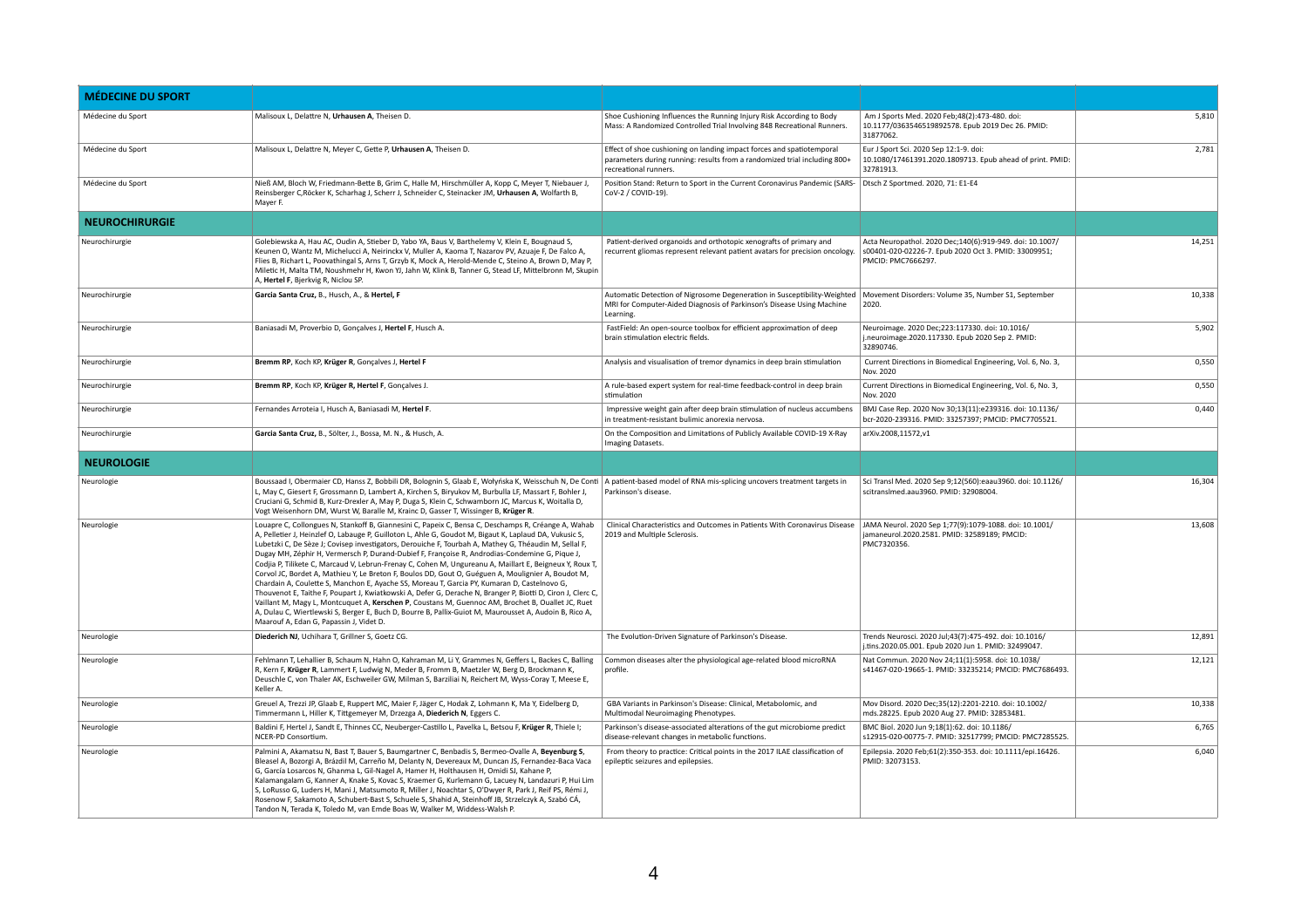| **MÉDECINE DU SPORT** | | | | |
|---|---|---|---|---|
| Médecine du Sport | Malisoux L, Delattre N, **Urhausen A**, Theisen D. | Shoe Cushioning Influences the Running Injury Risk According to Body Mass: A Randomized Controlled Trial Involving 848 Recreational Runners. | Am J Sports Med. 2020 Feb;48(2):473-480. doi: 10.1177/0363546519892578. Epub 2019 Dec 26. PMID: 31877062. | 5,810 |
| Médecine du Sport | Malisoux L, Delattre N, Meyer C, Gette P, **Urhausen A**, Theisen D. | Effect of shoe cushioning on landing impact forces and spatiotemporal parameters during running: results from a randomized trial including 800+ recreational runners. | Eur J Sport Sci. 2020 Sep 12:1-9. doi: 10.1080/17461391.2020.1809713. Epub ahead of print. PMID: 32781913. | 2,781 |
| Médecine du Sport | Nieß AM, Bloch W, Friedmann-Bette B, Grim C, Halle M, Hirschmüller A, Kopp C, Meyer T, Niebauer J, Reinsberger C,Röcker K, Scharhag J, Scherr J, Schneider C, Steinacker JM, **Urhausen A**, Wolfarth B, Mayer F. | Position Stand: Return to Sport in the Current Coronavirus Pandemic (SARS-CoV-2 / COVID-19). | Dtsch Z Sportmed. 2020, 71: E1-E4 | |
| **NEUROCHIRURGIE** | | | | |
| Neurochirurgie | Golebiewska A, Hau AC, Oudin A, Stieber D, Yabo YA, Baus V, Barthelemy V, Klein E, Bougnaud S, Keunen O, Wantz M, Michelucci A, Neirinckx V, Muller A, Kaoma T, Nazarov PV, Azuaje F, De Falco A, Flies B, Richart L, Poovathingal S, Arns T, Grzyb K, Mock A, Herold-Mende C, Steino A, Brown D, May P, Miletic H, Malta TM, Noushmehr H, Kwon YJ, Jahn W, Klink B, Tanner G, Stead LF, Mittelbronn M, Skupin A, **Hertel F**, Bjerkvig R, Niclou SP. | Patient-derived organoids and orthotopic xenografts of primary and recurrent gliomas represent relevant patient avatars for precision oncology. | Acta Neuropathol. 2020 Dec;140(6):919-949. doi: 10.1007/s00401-020-02226-7. Epub 2020 Oct 3. PMID: 33009951; PMCID: PMC7666297. | 14,251 |
| Neurochirurgie | **Garcia Santa Cruz,** B., Husch, A., & **Hertel, F** | Automatic Detection of Nigrosome Degeneration in Susceptibility-Weighted MRI for Computer-Aided Diagnosis of Parkinson's Disease Using Machine Learning. | Movement Disorders: Volume 35, Number S1, September 2020. | 10,338 |
| Neurochirurgie | Baniasadi M, Proverbio D, Gonçalves J, **Hertel F**, Husch A. | FastField: An open-source toolbox for efficient approximation of deep brain stimulation electric fields. | Neuroimage. 2020 Dec;223:117330. doi: 10.1016/j.neuroimage.2020.117330. Epub 2020 Sep 2. PMID: 32890746. | 5,902 |
| Neurochirurgie | **Bremm RP**, Koch KP, **Krüger R**, Gonçalves J, **Hertel F** | Analysis and visualisation of tremor dynamics in deep brain stimulation | Current Directions in Biomedical Engineering, Vol. 6, No. 3, Nov. 2020 | 0,550 |
| Neurochirurgie | **Bremm RP**, Koch KP, **Krüger R, Hertel F**, Gonçalves J. | A rule-based expert system for real-time feedback-control in deep brain stimulation | Current Directions in Biomedical Engineering, Vol. 6, No. 3, Nov. 2020 | 0,550 |
| Neurochirurgie | Fernandes Arroteia I, Husch A, Baniasadi M, **Hertel F**. | Impressive weight gain after deep brain stimulation of nucleus accumbens in treatment-resistant bulimic anorexia nervosa. | BMJ Case Rep. 2020 Nov 30;13(11):e239316. doi: 10.1136/bcr-2020-239316. PMID: 33257397; PMCID: PMC7705521. | 0,440 |
| Neurochirurgie | **Garcia Santa Cruz,** B., Sölter, J., Bossa, M. N., & Husch, A. | On the Composition and Limitations of Publicly Available COVID-19 X-Ray Imaging Datasets. | arXiv.2008,11572,v1 | |
| **NEUROLOGIE** | | | | |
| Neurologie | Boussaad I, Obermaier CD, Hanss Z, Bobbili DR, Bolognin S, Glaab E, Wołyńska K, Weisschuh N, De Conti L, May C, Giesert F, Grossmann D, Lambert A, Kirchen S, Biryukov M, Burbulla LF, Massart F, Bohler J, Cruciani G, Schmid B, Kurz-Drexler A, May P, Duga S, Klein C, Schwamborn JC, Marcus K, Woitalla D, Vogt Weisenhorn DM, Wurst W, Baralle M, Krainc D, Gasser T, Wissinger B, **Krüger R**. | A patient-based model of RNA mis-splicing uncovers treatment targets in Parkinson's disease. | Sci Transl Med. 2020 Sep 9;12(560):eaau3960. doi: 10.1126/scitranslmed.aau3960. PMID: 32908004. | 16,304 |
| Neurologie | Louapre C, Collongues N, Stankoff B, Giannesini C, Papeix C, Bensa C, Deschamps R, Créange A, Wahab A, Pelletier J, Heinzlef O, Labauge P, Guilloton L, Ahle G, Goudot M, Bigaut K, Laplaud DA, Vukusic S, Lubetzki C, De Sèze J; Covisep investigators, Derouiche F, Tourbah A, Mathey G, Théaudin M, Sellal F, Dugay MH, Zéphir H, Vermersch P, Durand-Dubief F, Françoise R, Androdias-Condemine G, Pique J, Codjia P, Tilikete C, Marcaud V, Lebrun-Frenay C, Cohen M, Ungureanu A, Maillart E, Beigneux Y, Roux T, Corvol JC, Bordet A, Mathieu Y, Le Breton F, Boulos DD, Gout O, Guéguen A, Moulignier A, Boudot M, Chardain A, Coulette S, Manchon E, Ayache SS, Moreau T, Garcia PY, Kumaran D, Castelnovo G, Thouvenot E, Taithe F, Poupart J, Kwiatkowski A, Defer G, Derache N, Branger P, Biotti D, Ciron J, Clerc C, Vaillant M, Magy L, Montcuquet A, **Kerschen P**, Coustans M, Guennoc AM, Brochet B, Ouallet JC, Ruet A, Dulau C, Wiertlewski S, Berger E, Buch D, Bourre B, Pallix-Guiot M, Maurousset A, Audoin B, Rico A, Maarouf A, Edan G, Papassin J, Videt D. | Clinical Characteristics and Outcomes in Patients With Coronavirus Disease 2019 and Multiple Sclerosis. | JAMA Neurol. 2020 Sep 1;77(9):1079-1088. doi: 10.1001/jamaneurol.2020.2581. PMID: 32589189; PMCID: PMC7320356. | 13,608 |
| Neurologie | **Diederich NJ**, Uchihara T, Grillner S, Goetz CG. | The Evolution-Driven Signature of Parkinson's Disease. | Trends Neurosci. 2020 Jul;43(7):475-492. doi: 10.1016/j.tins.2020.05.001. Epub 2020 Jun 1. PMID: 32499047. | 12,891 |
| Neurologie | Fehlmann T, Lehallier B, Schaum N, Hahn O, Kahraman M, Li Y, Grammes N, Geffers L, Backes C, Balling R, Kern F, **Krüger R**, Lammert F, Ludwig N, Meder B, Fromm B, Maetzler W, Berg D, Brockmann K, Deuschle C, von Thaler AK, Eschweiler GW, Milman S, Barziliai N, Reichert M, Wyss-Coray T, Meese E, Keller A. | Common diseases alter the physiological age-related blood microRNA profile. | Nat Commun. 2020 Nov 24;11(1):5958. doi: 10.1038/s41467-020-19665-1. PMID: 33235214; PMCID: PMC7686493. | 12,121 |
| Neurologie | Greuel A, Trezzi JP, Glaab E, Ruppert MC, Maier F, Jäger C, Hodak Z, Lohmann K, Ma Y, Eidelberg D, Timmermann L, Hiller K, Tittgemeyer M, Drzezga A, **Diederich N**, Eggers C. | GBA Variants in Parkinson's Disease: Clinical, Metabolomic, and Multimodal Neuroimaging Phenotypes. | Mov Disord. 2020 Dec;35(12):2201-2210. doi: 10.1002/mds.28225. Epub 2020 Aug 27. PMID: 32853481. | 10,338 |
| Neurologie | Baldini F, Hertel J, Sandt E, Thinnes CC, Neuberger-Castillo L, Pavelka L, Betsou F, **Krüger R**, Thiele I; NCER-PD Consortium. | Parkinson's disease-associated alterations of the gut microbiome predict disease-relevant changes in metabolic functions. | BMC Biol. 2020 Jun 9;18(1):62. doi: 10.1186/s12915-020-00775-7. PMID: 32517799; PMCID: PMC7285525. | 6,765 |
| Neurologie | Palmini A, Akamatsu N, Bast T, Bauer S, Baumgartner C, Benbadis S, Bermeo-Ovalle A, **Beyenburg S**, Bleasel A, Bozorgi A, Brázdil M, Carreño M, Delanty N, Devereaux M, Duncan JS, Fernandez-Baca Vaca G, García Losarcos N, Ghanma L, Gil-Nagel A, Hamer H, Holthausen H, Omidi SJ, Kahane P, Kalamangalam G, Kanner A, Knake S, Kovac S, Kraemer G, Kurlemann G, Lacuey N, Landazuri P, Hui Lim S, LoRusso G, Luders H, Mani J, Matsumoto R, Miller J, Noachtar S, O'Dwyer R, Park J, Reif PS, Rémi J, Rosenow F, Sakamoto A, Schubert-Bast S, Schuele S, Shahid A, Steinhoff JB, Strzelczyk A, Szabó CÁ, Tandon N, Terada K, Toledo M, van Emde Boas W, Walker M, Widdess-Walsh P. | From theory to practice: Critical points in the 2017 ILAE classification of epileptic seizures and epilepsies. | Epilepsia. 2020 Feb;61(2):350-353. doi: 10.1111/epi.16426. PMID: 32073153. | 6,040 |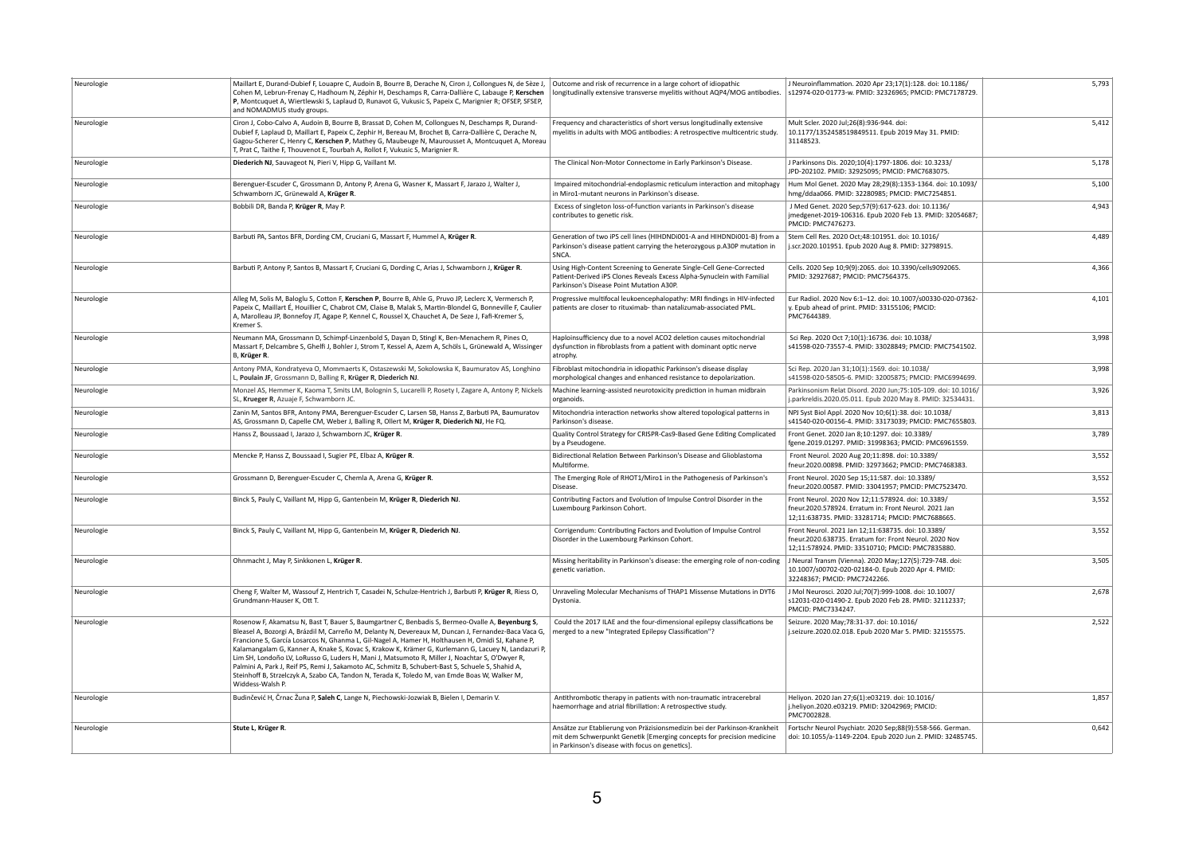| | | | | |
|---|---|---|---|---|
| Neurologie | Maillart E, Durand-Dubief F, Louapre C, Audoin B, Bourre B, Derache N, Ciron J, Collongues N, de Sèze J, Cohen M, Lebrun-Frenay C, Hadhoum N, Zéphir H, Deschamps R, Carra-Dallière C, Labauge P, **Kerschen P**, Montcuquet A, Wiertlewski S, Laplaud D, Runavot G, Vukusic S, Papeix C, Marignier R; OFSEP, SFSEP, and NOMADMUS study groups. | Outcome and risk of recurrence in a large cohort of idiopathic longitudinally extensive transverse myelitis without AQP4/MOG antibodies. | J Neuroinflammation. 2020 Apr 23;17(1):128. doi: 10.1186/s12974-020-01773-w. PMID: 32326965; PMCID: PMC7178729. | 5,793 |
| Neurologie | Ciron J, Cobo-Calvo A, Audoin B, Bourre B, Brassat D, Cohen M, Collongues N, Deschamps R, Durand-Dubief F, Laplaud D, Maillart E, Papeix C, Zephir H, Bereau M, Brochet B, Carra-Dallière C, Derache N, Gagou-Scherer C, Henry C, **Kerschen P**, Mathey G, Maubeuge N, Maurousset A, Montcuquet A, Moreau T, Prat C, Taithe F, Thouvenot E, Tourbah A, Rollot F, Vukusic S, Marignier R. | Frequency and characteristics of short versus longitudinally extensive myelitis in adults with MOG antibodies: A retrospective multicentric study. | Mult Scler. 2020 Jul;26(8):936-944. doi: 10.1177/1352458519849511. Epub 2019 May 31. PMID: 31148523. | 5,412 |
| Neurologie | **Diederich NJ**, Sauvageot N, Pieri V, Hipp G, Vaillant M. | The Clinical Non-Motor Connectome in Early Parkinson's Disease. | J Parkinsons Dis. 2020;10(4):1797-1806. doi: 10.3233/JPD-202102. PMID: 32925095; PMCID: PMC7683075. | 5,178 |
| Neurologie | Berenguer-Escuder C, Grossmann D, Antony P, Arena G, Wasner K, Massart F, Jarazo J, Walter J, Schwamborn JC, Grünewald A, **Krüger R**. | Impaired mitochondrial-endoplasmic reticulum interaction and mitophagy in Miro1-mutant neurons in Parkinson's disease. | Hum Mol Genet. 2020 May 28;29(8):1353-1364. doi: 10.1093/hmg/ddaa066. PMID: 32280985; PMCID: PMC7254851. | 5,100 |
| Neurologie | Bobbili DR, Banda P, **Krüger R**, May P. | Excess of singleton loss-of-function variants in Parkinson's disease contributes to genetic risk. | J Med Genet. 2020 Sep;57(9):617-623. doi: 10.1136/jmedgenet-2019-106316. Epub 2020 Feb 13. PMID: 32054687; PMCID: PMC7476273. | 4,943 |
| Neurologie | Barbuti PA, Santos BFR, Dording CM, Cruciani G, Massart F, Hummel A, **Krüger R**. | Generation of two iPS cell lines (HIHDNDi001-A and HIHDNDi001-B) from a Parkinson's disease patient carrying the heterozygous p.A30P mutation in SNCA. | Stem Cell Res. 2020 Oct;48:101951. doi: 10.1016/j.scr.2020.101951. Epub 2020 Aug 8. PMID: 32798915. | 4,489 |
| Neurologie | Barbuti P, Antony P, Santos B, Massart F, Cruciani G, Dording C, Arias J, Schwamborn J, **Krüger R**. | Using High-Content Screening to Generate Single-Cell Gene-Corrected Patient-Derived iPS Clones Reveals Excess Alpha-Synuclein with Familial Parkinson's Disease Point Mutation A30P. | Cells. 2020 Sep 10;9(9):2065. doi: 10.3390/cells9092065. PMID: 32927687; PMCID: PMC7564375. | 4,366 |
| Neurologie | Alleg M, Solis M, Baloglu S, Cotton F, **Kerschen P**, Bourre B, Ahle G, Pruvo JP, Leclerc X, Vermersch P, Papeix C, Maillart É, Houillier C, Chabrot CM, Claise B, Malak S, Martin-Blondel G, Bonneville F, Caulier A, Marolleau JP, Bonnefoy JT, Agape P, Kennel C, Roussel X, Chauchet A, De Seze J, Fafi-Kremer S, Kremer S. | Progressive multifocal leukoencephalopathy: MRI findings in HIV-infected patients are closer to rituximab- than natalizumab-associated PML. | Eur Radiol. 2020 Nov 6:1–12. doi: 10.1007/s00330-020-07362-y. Epub ahead of print. PMID: 33155106; PMCID: PMC7644389. | 4,101 |
| Neurologie | Neumann MA, Grossmann D, Schimpf-Linzenbold S, Dayan D, Stingl K, Ben-Menachem R, Pines O, Massart F, Delcambre S, Ghelfi J, Bohler J, Strom T, Kessel A, Azem A, Schöls L, Grünewald A, Wissinger B, **Krüger R**. | Haploinsufficiency due to a novel ACO2 deletion causes mitochondrial dysfunction in fibroblasts from a patient with dominant optic nerve atrophy. | Sci Rep. 2020 Oct 7;10(1):16736. doi: 10.1038/s41598-020-73557-4. PMID: 33028849; PMCID: PMC7541502. | 3,998 |
| Neurologie | Antony PMA, Kondratyeva O, Mommaerts K, Ostaszewski M, Sokolowska K, Baumuratov AS, Longhino L, **Poulain JF**, Grossmann D, Balling R, **Krüger R**, **Diederich NJ**. | Fibroblast mitochondria in idiopathic Parkinson's disease display morphological changes and enhanced resistance to depolarization. | Sci Rep. 2020 Jan 31;10(1):1569. doi: 10.1038/s41598-020-58505-6. PMID: 32005875; PMCID: PMC6994699. | 3,998 |
| Neurologie | Monzel AS, Hemmer K, Kaoma T, Smits LM, Bolognin S, Lucarelli P, Rosety I, Zagare A, Antony P, Nickels SL, **Krueger R**, Azuaje F, Schwamborn JC. | Machine learning-assisted neurotoxicity prediction in human midbrain organoids. | Parkinsonism Relat Disord. 2020 Jun;75:105-109. doi: 10.1016/j.parkreldis.2020.05.011. Epub 2020 May 8. PMID: 32534431. | 3,926 |
| Neurologie | Zanin M, Santos BFR, Antony PMA, Berenguer-Escuder C, Larsen SB, Hanss Z, Barbuti PA, Baumuratov AS, Grossmann D, Capelle CM, Weber J, Balling R, Ollert M, **Krüger R**, **Diederich NJ**, He FQ. | Mitochondria interaction networks show altered topological patterns in Parkinson's disease. | NPJ Syst Biol Appl. 2020 Nov 10;6(1):38. doi: 10.1038/s41540-020-00156-4. PMID: 33173039; PMCID: PMC7655803. | 3,813 |
| Neurologie | Hanss Z, Boussaad I, Jarazo J, Schwamborn JC, **Krüger R**. | Quality Control Strategy for CRISPR-Cas9-Based Gene Editing Complicated by a Pseudogene. | Front Genet. 2020 Jan 8;10:1297. doi: 10.3389/fgene.2019.01297. PMID: 31998363; PMCID: PMC6961559. | 3,789 |
| Neurologie | Mencke P, Hanss Z, Boussaad I, Sugier PE, Elbaz A, **Krüger R**. | Bidirectional Relation Between Parkinson's Disease and Glioblastoma Multiforme. | Front Neurol. 2020 Aug 20;11:898. doi: 10.3389/fneur.2020.00898. PMID: 32973662; PMCID: PMC7468383. | 3,552 |
| Neurologie | Grossmann D, Berenguer-Escuder C, Chemla A, Arena G, **Krüger R**. | The Emerging Role of RHOT1/Miro1 in the Pathogenesis of Parkinson's Disease. | Front Neurol. 2020 Sep 15;11:587. doi: 10.3389/fneur.2020.00587. PMID: 33041957; PMCID: PMC7523470. | 3,552 |
| Neurologie | Binck S, Pauly C, Vaillant M, Hipp G, Gantenbein M, **Krüger R**, **Diederich NJ**. | Contributing Factors and Evolution of Impulse Control Disorder in the Luxembourg Parkinson Cohort. | Front Neurol. 2020 Nov 12;11:578924. doi: 10.3389/fneur.2020.578924. Erratum in: Front Neurol. 2021 Jan 12;11:638735. PMID: 33281714; PMCID: PMC7688665. | 3,552 |
| Neurologie | Binck S, Pauly C, Vaillant M, Hipp G, Gantenbein M, **Krüger R**, **Diederich NJ**. | Corrigendum: Contributing Factors and Evolution of Impulse Control Disorder in the Luxembourg Parkinson Cohort. | Front Neurol. 2021 Jan 12;11:638735. doi: 10.3389/fneur.2020.638735. Erratum for: Front Neurol. 2020 Nov 12;11:578924. PMID: 33510710; PMCID: PMC7835880. | 3,552 |
| Neurologie | Ohnmacht J, May P, Sinkkonen L, **Krüger R**. | Missing heritability in Parkinson's disease: the emerging role of non-coding genetic variation. | J Neural Transm (Vienna). 2020 May;127(5):729-748. doi: 10.1007/s00702-020-02184-0. Epub 2020 Apr 4. PMID: 32248367; PMCID: PMC7242266. | 3,505 |
| Neurologie | Cheng F, Walter M, Wassouf Z, Hentrich T, Casadei N, Schulze-Hentrich J, Barbuti P, **Krüger R**, Riess O, Grundmann-Hauser K, Ott T. | Unraveling Molecular Mechanisms of THAP1 Missense Mutations in DYT6 Dystonia. | J Mol Neurosci. 2020 Jul;70(7):999-1008. doi: 10.1007/s12031-020-01490-2. Epub 2020 Feb 28. PMID: 32112337; PMCID: PMC7334247. | 2,678 |
| Neurologie | Rosenow F, Akamatsu N, Bast T, Bauer S, Baumgartner C, Benbadis S, Bermeo-Ovalle A, **Beyenburg S**, Bleasel A, Bozorgi A, Brázdil M, Carreño M, Delanty N, Devereaux M, Duncan J, Fernandez-Baca Vaca G, Francione S, García Losarcos N, Ghanma L, Gil-Nagel A, Hamer H, Holthausen H, Omidi SJ, Kahane P, Kalamangalam G, Kanner A, Knake S, Kovac S, Krakow K, Krämer G, Kurlemann G, Lacuey N, Landazuri P, Lim SH, Londoño LV, LoRusso G, Luders H, Mani J, Matsumoto R, Miller J, Noachtar S, O'Dwyer R, Palmini A, Park J, Reif PS, Remi J, Sakamoto AC, Schmitz B, Schubert-Bast S, Schuele S, Shahid A, Steinhoff B, Strzelczyk A, Szabo CA, Tandon N, Terada K, Toledo M, van Emde Boas W, Walker M, Widdess-Walsh P. | Could the 2017 ILAE and the four-dimensional epilepsy classifications be merged to a new "Integrated Epilepsy Classification"? | Seizure. 2020 May;78:31-37. doi: 10.1016/j.seizure.2020.02.018. Epub 2020 Mar 5. PMID: 32155575. | 2,522 |
| Neurologie | Budinčević H, Črnac Žuna P, **Saleh C**, Lange N, Piechowski-Jozwiak B, Bielen I, Demarin V. | Antithrombotic therapy in patients with non-traumatic intracerebral haemorrhage and atrial fibrillation: A retrospective study. | Heliyon. 2020 Jan 27;6(1):e03219. doi: 10.1016/j.heliyon.2020.e03219. PMID: 32042969; PMCID: PMC7002828. | 1,857 |
| Neurologie | **Stute L**, **Krüger R**. | Ansätze zur Etablierung von Präzisionsmedizin bei der Parkinson-Krankheit mit dem Schwerpunkt Genetik [Emerging concepts for precision medicine in Parkinson's disease with focus on genetics]. | Fortschr Neurol Psychiatr. 2020 Sep;88(9):558-566. German. doi: 10.1055/a-1149-2204. Epub 2020 Jun 2. PMID: 32485745. | 0,642 |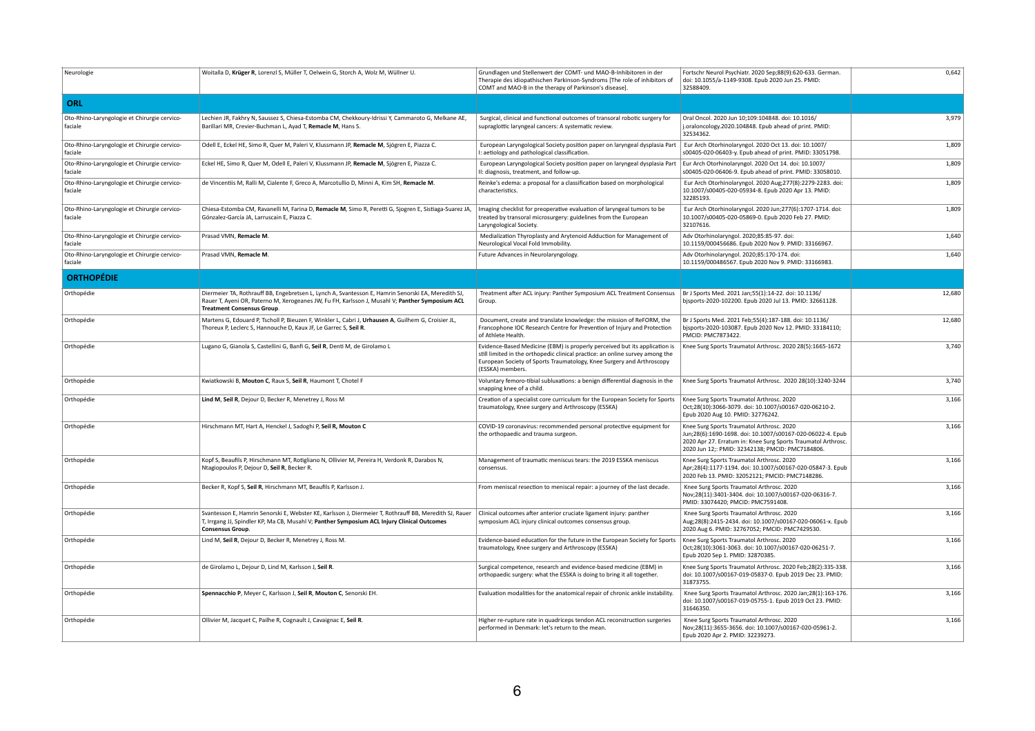| | | | | |
|---|---|---|---|---|
| Neurologie | Woitalla D, **Krüger R**, Lorenzl S, Müller T, Oelwein G, Storch A, Wolz M, Wüllner U. | Grundlagen und Stellenwert der COMT- und MAO-B-Inhibitoren in der Therapie des idiopathischen Parkinson-Syndroms [The role of inhibitors of COMT and MAO-B in the therapy of Parkinson's disease]. | Fortschr Neurol Psychiatr. 2020 Sep;88(9):620-633. German. doi: 10.1055/a-1149-9308. Epub 2020 Jun 25. PMID: 32588409. | 0,642 |
| **ORL** | | | | |
| Oto-Rhino-Laryngologie et Chirurgie cervico-faciale | Lechien JR, Fakhry N, Saussez S, Chiesa-Estomba CM, Chekkoury-Idrissi Y, Cammaroto G, Melkane AE, Barillari MR, Crevier-Buchman L, Ayad T, **Remacle M**, Hans S. | Surgical, clinical and functional outcomes of transoral robotic surgery for supraglottic laryngeal cancers: A systematic review. | Oral Oncol. 2020 Jun 10;109:104848. doi: 10.1016/j.oraloncology.2020.104848. Epub ahead of print. PMID: 32534362. | 3,979 |
| Oto-Rhino-Laryngologie et Chirurgie cervico-faciale | Odell E, Eckel HE, Simo R, Quer M, Paleri V, Klussmann JP, **Remacle M**, Sjögren E, Piazza C. | European Laryngological Society position paper on laryngeal dysplasia Part I: aetiology and pathological classification. | Eur Arch Otorhinolaryngol. 2020 Oct 13. doi: 10.1007/s00405-020-06403-y. Epub ahead of print. PMID: 33051798. | 1,809 |
| Oto-Rhino-Laryngologie et Chirurgie cervico-faciale | Eckel HE, Simo R, Quer M, Odell E, Paleri V, Klussmann JP, **Remacle M**, Sjögren E, Piazza C. | European Laryngological Society position paper on laryngeal dysplasia Part II: diagnosis, treatment, and follow-up. | Eur Arch Otorhinolaryngol. 2020 Oct 14. doi: 10.1007/s00405-020-06406-9. Epub ahead of print. PMID: 33058010. | 1,809 |
| Oto-Rhino-Laryngologie et Chirurgie cervico-faciale | de Vincentiis M, Ralli M, Cialente F, Greco A, Marcotullio D, Minni A, Kim SH, **Remacle M**. | Reinke's edema: a proposal for a classification based on morphological characteristics. | Eur Arch Otorhinolaryngol. 2020 Aug;277(8):2279-2283. doi: 10.1007/s00405-020-05934-8. Epub 2020 Apr 13. PMID: 32285193. | 1,809 |
| Oto-Rhino-Laryngologie et Chirurgie cervico-faciale | Chiesa-Estomba CM, Ravanelli M, Farina D, **Remacle M**, Simo R, Peretti G, Sjogren E, Sistiaga-Suarez JA, Gónzalez-García JA, Larruscain E, Piazza C. | Imaging checklist for preoperative evaluation of laryngeal tumors to be treated by transoral microsurgery: guidelines from the European Laryngological Society. | Eur Arch Otorhinolaryngol. 2020 Jun;277(6):1707-1714. doi: 10.1007/s00405-020-05869-0. Epub 2020 Feb 27. PMID: 32107616. | 1,809 |
| Oto-Rhino-Laryngologie et Chirurgie cervico-faciale | Prasad VMN, **Remacle M**. | Medialization Thyroplasty and Arytenoid Adduction for Management of Neurological Vocal Fold Immobility. | Adv Otorhinolaryngol. 2020;85:85-97. doi: 10.1159/000456686. Epub 2020 Nov 9. PMID: 33166967. | 1,640 |
| Oto-Rhino-Laryngologie et Chirurgie cervico-faciale | Prasad VMN, **Remacle M**. | Future Advances in Neurolaryngology. | Adv Otorhinolaryngol. 2020;85:170-174. doi: 10.1159/000486567. Epub 2020 Nov 9. PMID: 33166983. | 1,640 |
| **ORTHOPÉDIE** | | | | |
| Orthopédie | Diermeier TA, Rothrauff BB, Engebretsen L, Lynch A, Svantesson E, Hamrin Senorski EA, Meredith SJ, Rauer T, Ayeni OR, Paterno M, Xerogeanes JW, Fu FH, Karlsson J, Musahl V; **Panther Symposium ACL Treatment Consensus Group**. | Treatment after ACL injury: Panther Symposium ACL Treatment Consensus Group. | Br J Sports Med. 2021 Jan;55(1):14-22. doi: 10.1136/bjsports-2020-102200. Epub 2020 Jul 13. PMID: 32661128. | 12,680 |
| Orthopédie | Martens G, Edouard P, Tscholl P, Bieuzen F, Winkler L, Cabri J, **Urhausen A**, Guilhem G, Croisier JL, Thoreux P, Leclerc S, Hannouche D, Kaux JF, Le Garrec S, **Seil R**. | Document, create and translate knowledge: the mission of ReFORM, the Francophone IOC Research Centre for Prevention of Injury and Protection of Athlete Health. | Br J Sports Med. 2021 Feb;55(4):187-188. doi: 10.1136/bjsports-2020-103087. Epub 2020 Nov 12. PMID: 33184110; PMCID: PMC7873422. | 12,680 |
| Orthopédie | Lugano G, Gianola S, Castellini G, Banfi G, **Seil R**, Denti M, de Girolamo L | Evidence-Based Medicine (EBM) is properly perceived but its application is still limited in the orthopedic clinical practice: an online survey among the European Society of Sports Traumatology, Knee Surgery and Arthroscopy (ESSKA) members. | Knee Surg Sports Traumatol Arthrosc. 2020 28(5):1665-1672 | 3,740 |
| Orthopédie | Kwiatkowski B, **Mouton C**, Raux S, **Seil R**, Haumont T, Chotel F | Voluntary femoro-tibial subluxations: a benign differential diagnosis in the snapping knee of a child. | Knee Surg Sports Traumatol Arthrosc. 2020 28(10):3240-3244 | 3,740 |
| Orthopédie | **Lind M**, **Seil R**, Dejour D, Becker R, Menetrey J, Ross M | Creation of a specialist core curriculum for the European Society for Sports traumatology, Knee surgery and Arthroscopy (ESSKA) | Knee Surg Sports Traumatol Arthrosc. 2020 Oct;28(10):3066-3079. doi: 10.1007/s00167-020-06210-2. Epub 2020 Aug 10. PMID: 32776242. | 3,166 |
| Orthopédie | Hirschmann MT, Hart A, Henckel J, Sadoghi P, **Seil R**, **Mouton C** | COVID-19 coronavirus: recommended personal protective equipment for the orthopaedic and trauma surgeon. | Knee Surg Sports Traumatol Arthrosc. 2020 Jun;28(6):1690-1698. doi: 10.1007/s00167-020-06022-4. Epub 2020 Apr 27. Erratum in: Knee Surg Sports Traumatol Arthrosc. 2020 Jun 12;: PMID: 32342138; PMCID: PMC7184806. | 3,166 |
| Orthopédie | Kopf S, Beaufils P, Hirschmann MT, Rotigliano N, Ollivier M, Pereira H, Verdonk R, Darabos N, Ntagiopoulos P, Dejour D, **Seil R**, Becker R. | Management of traumatic meniscus tears: the 2019 ESSKA meniscus consensus. | Knee Surg Sports Traumatol Arthrosc. 2020 Apr;28(4):1177-1194. doi: 10.1007/s00167-020-05847-3. Epub 2020 Feb 13. PMID: 32052121; PMCID: PMC7148286. | 3,166 |
| Orthopédie | Becker R, Kopf S, **Seil R**, Hirschmann MT, Beaufils P, Karlsson J. | From meniscal resection to meniscal repair: a journey of the last decade. | Knee Surg Sports Traumatol Arthrosc. 2020 Nov;28(11):3401-3404. doi: 10.1007/s00167-020-06316-7. PMID: 33074420; PMCID: PMC7591408. | 3,166 |
| Orthopédie | Svantesson E, Hamrin Senorski E, Webster KE, Karlsson J, Diermeier T, Rothrauff BB, Meredith SJ, Rauer T, Irrgang JJ, Spindler KP, Ma CB, Musahl V; **Panther Symposium ACL Injury Clinical Outcomes Consensus Group**. | Clinical outcomes after anterior cruciate ligament injury: panther symposium ACL injury clinical outcomes consensus group. | Knee Surg Sports Traumatol Arthrosc. 2020 Aug;28(8):2415-2434. doi: 10.1007/s00167-020-06061-x. Epub 2020 Aug 6. PMID: 32767052; PMCID: PMC7429530. | 3,166 |
| Orthopédie | Lind M, **Seil R**, Dejour D, Becker R, Menetrey J, Ross M. | Evidence-based education for the future in the European Society for Sports traumatology, Knee surgery and Arthroscopy (ESSKA) | Knee Surg Sports Traumatol Arthrosc. 2020 Oct;28(10):3061-3063. doi: 10.1007/s00167-020-06251-7. Epub 2020 Sep 1. PMID: 32870385. | 3,166 |
| Orthopédie | de Girolamo L, Dejour D, Lind M, Karlsson J, **Seil R**. | Surgical competence, research and evidence-based medicine (EBM) in orthopaedic surgery: what the ESSKA is doing to bring it all together. | Knee Surg Sports Traumatol Arthrosc. 2020 Feb;28(2):335-338. doi: 10.1007/s00167-019-05837-0. Epub 2019 Dec 23. PMID: 31873755. | 3,166 |
| Orthopédie | **Spennacchio P**, Meyer C, Karlsson J, **Seil R**, **Mouton C**, Senorski EH. | Evaluation modalities for the anatomical repair of chronic ankle instability. | Knee Surg Sports Traumatol Arthrosc. 2020 Jan;28(1):163-176. doi: 10.1007/s00167-019-05755-1. Epub 2019 Oct 23. PMID: 31646350. | 3,166 |
| Orthopédie | Ollivier M, Jacquet C, Pailhe R, Cognault J, Cavaignac E, **Seil R**. | Higher re-rupture rate in quadriceps tendon ACL reconstruction surgeries performed in Denmark: let's return to the mean. | Knee Surg Sports Traumatol Arthrosc. 2020 Nov;28(11):3655-3656. doi: 10.1007/s00167-020-05961-2. Epub 2020 Apr 2. PMID: 32239273. | 3,166 |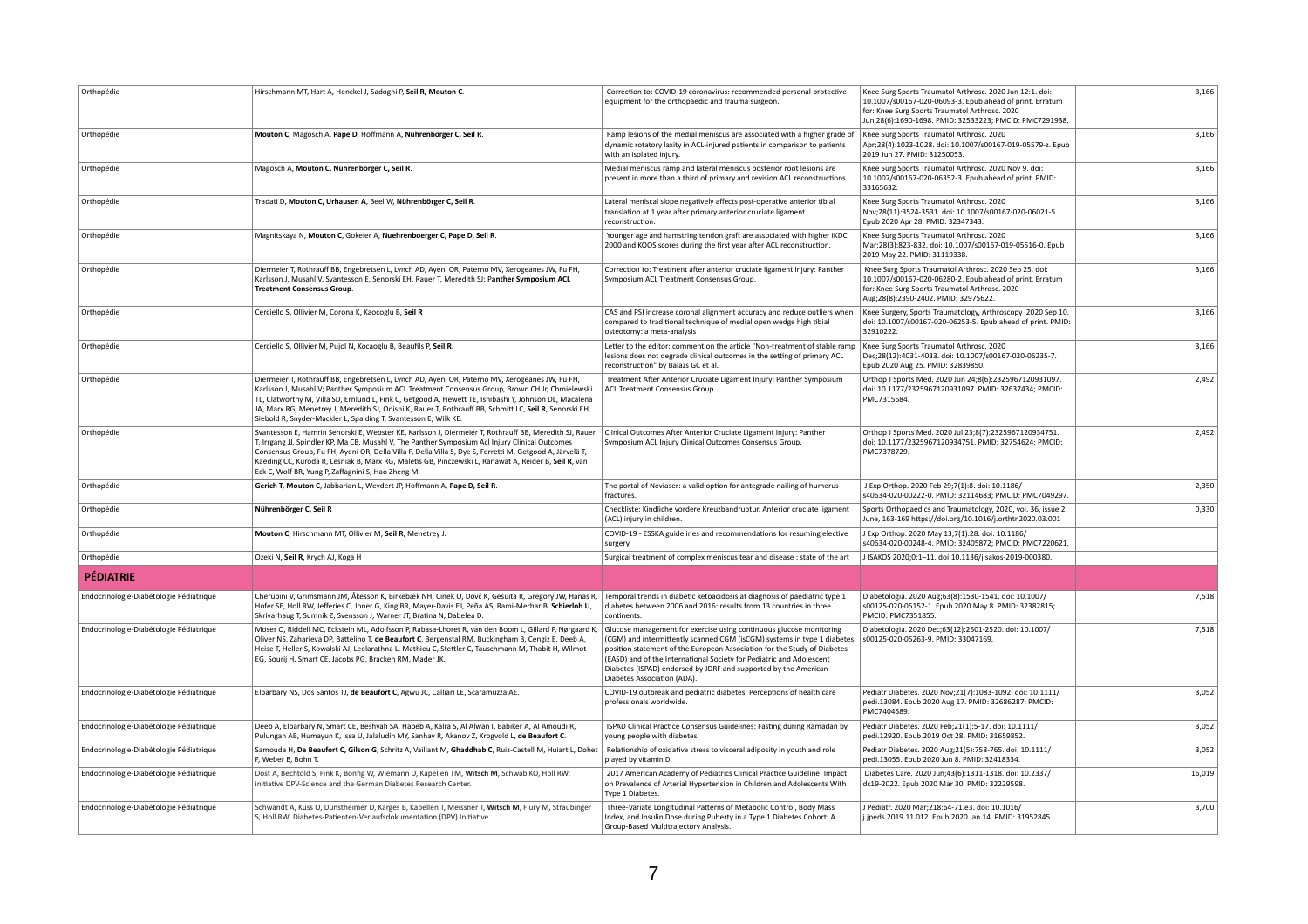| | | | | |
|---|---|---|---|---|
| Orthopédie | Hirschmann MT, Hart A, Henckel J, Sadoghi P, **Seil R, Mouton C**. | Correction to: COVID-19 coronavirus: recommended personal protective equipment for the orthopaedic and trauma surgeon. | Knee Surg Sports Traumatol Arthrosc. 2020 Jun 12:1. doi: 10.1007/s00167-020-06093-3. Epub ahead of print. Erratum for: Knee Surg Sports Traumatol Arthrosc. 2020 Jun;28(6):1690-1698. PMID: 32533223; PMCID: PMC7291938. | 3,166 |
| Orthopédie | **Mouton C**, Magosch A, **Pape D**, Hoffmann A, **Nührenbörger C, Seil R**. | Ramp lesions of the medial meniscus are associated with a higher grade of dynamic rotatory laxity in ACL-injured patients in comparison to patients with an isolated injury. | Knee Surg Sports Traumatol Arthrosc. 2020 Apr;28(4):1023-1028. doi: 10.1007/s00167-019-05579-z. Epub 2019 Jun 27. PMID: 31250053. | 3,166 |
| Orthopédie | Magosch A, **Mouton C, Nührenbörger C, Seil R**. | Medial meniscus ramp and lateral meniscus posterior root lesions are present in more than a third of primary and revision ACL reconstructions. | Knee Surg Sports Traumatol Arthrosc. 2020 Nov 9. doi: 10.1007/s00167-020-06352-3. Epub ahead of print. PMID: 33165632. | 3,166 |
| Orthopédie | Tradati D, **Mouton C, Urhausen A**, Beel W, **Nührenbörger C, Seil R**. | Lateral meniscal slope negatively affects post-operative anterior tibial translation at 1 year after primary anterior cruciate ligament reconstruction. | Knee Surg Sports Traumatol Arthrosc. 2020 Nov;28(11):3524-3531. doi: 10.1007/s00167-020-06021-5. Epub 2020 Apr 28. PMID: 32347343. | 3,166 |
| Orthopédie | Magnitskaya N, **Mouton C**, Gokeler A, **Nuehrenboerger C, Pape D, Seil R**. | Younger age and hamstring tendon graft are associated with higher IKDC 2000 and KOOS scores during the first year after ACL reconstruction. | Knee Surg Sports Traumatol Arthrosc. 2020 Mar;28(3):823-832. doi: 10.1007/s00167-019-05516-0. Epub 2019 May 22. PMID: 31119338. | 3,166 |
| Orthopédie | Diermeier T, Rothrauff BB, Engebretsen L, Lynch AD, Ayeni OR, Paterno MV, Xerogeanes JW, Fu FH, Karlsson J, Musahl V, Svantesson E, Senorski EH, Rauer T, Meredith SJ; **Panther Symposium ACL Treatment Consensus Group**. | Correction to: Treatment after anterior cruciate ligament injury: Panther Symposium ACL Treatment Consensus Group. | Knee Surg Sports Traumatol Arthrosc. 2020 Sep 25. doi: 10.1007/s00167-020-06280-2. Epub ahead of print. Erratum for: Knee Surg Sports Traumatol Arthrosc. 2020 Aug;28(8):2390-2402. PMID: 32975622. | 3,166 |
| Orthopédie | Cerciello S, Ollivier M, Corona K, Kaocoglu B, **Seil R** | CAS and PSI increase coronal alignment accuracy and reduce outliers when compared to traditional technique of medial open wedge high tibial osteotomy: a meta-analysis | Knee Surgery, Sports Traumatology, Arthroscopy 2020 Sep 10. doi: 10.1007/s00167-020-06253-5. Epub ahead of print. PMID: 32910222. | 3,166 |
| Orthopédie | Cerciello S, Ollivier M, Pujol N, Kocaoglu B, Beaufils P, **Seil R**. | Letter to the editor: comment on the article "Non-treatment of stable ramp lesions does not degrade clinical outcomes in the setting of primary ACL reconstruction" by Balazs GC et al. | Knee Surg Sports Traumatol Arthrosc. 2020 Dec;28(12):4031-4033. doi: 10.1007/s00167-020-06235-7. Epub 2020 Aug 25. PMID: 32839850. | 3,166 |
| Orthopédie | Diermeier T, Rothrauff BB, Engebretsen L, Lynch AD, Ayeni OR, Paterno MV, Xerogeanes JW, Fu FH, Karlsson J, Musahl V; Panther Symposium ACL Treatment Consensus Group, Brown CH Jr, Chmielewski TL, Clatworthy M, Villa SD, Ernlund L, Fink C, Getgood A, Hewett TE, Ishibashi Y, Johnson DL, Macalena JA, Marx RG, Menetrey J, Meredith SJ, Onishi K, Rauer T, Rothrauff BB, Schmitt LC, **Seil R**, Senorski EH, Siebold R, Snyder-Mackler L, Spalding T, Svantesson E, Wilk KE. | Treatment After Anterior Cruciate Ligament Injury: Panther Symposium ACL Treatment Consensus Group. | Orthop J Sports Med. 2020 Jun 24;8(6):2325967120931097. doi: 10.1177/2325967120931097. PMID: 32637434; PMCID: PMC7315684. | 2,492 |
| Orthopédie | Svantesson E, Hamrin Senorski E, Webster KE, Karlsson J, Diermeier T, Rothrauff BB, Meredith SJ, Rauer T, Irrgang JJ, Spindler KP, Ma CB, Musahl V, The Panther Symposium ACL Injury Clinical Outcomes Consensus Group, Fu FH, Ayeni OR, Della Villa F, Della Villa S, Dye S, Ferretti M, Getgood A, Järvelä T, Kaeding CC, Kuroda R, Lesniak B, Marx RG, Maletis GB, Pinczewski L, Ranawat A, Reider B, **Seil R**, van Eck C, Wolf BR, Yung P, Zaffagnini S, Hao Zheng M. | Clinical Outcomes After Anterior Cruciate Ligament Injury: Panther Symposium ACL Injury Clinical Outcomes Consensus Group. | Orthop J Sports Med. 2020 Jul 23;8(7):2325967120934751. doi: 10.1177/2325967120934751. PMID: 32754624; PMCID: PMC7378729. | 2,492 |
| Orthopédie | **Gerich T, Mouton C**, Jabbarian L, Weydert JP, Hoffmann A, **Pape D, Seil R**. | The portal of Neviaser: a valid option for antegrade nailing of humerus fractures. | J Exp Orthop. 2020 Feb 29;7(1):8. doi: 10.1186/s40634-020-00222-0. PMID: 32114683; PMCID: PMC7049297. | 2,350 |
| Orthopédie | **Nührenbörger C, Seil R** | Checkliste: Kindliche vordere Kreuzbandruptur. Anterior cruciate ligament (ACL) injury in children. | Sports Orthopaedics and Traumatology, 2020, vol. 36, issue 2, June, 163-169 https://doi.org/10.1016/j.orthtr.2020.03.001 | 0,330 |
| Orthopédie | **Mouton C**, Hirschmann MT, Ollivier M, **Seil R**, Menetrey J. | COVID-19 - ESSKA guidelines and recommendations for resuming elective surgery. | J Exp Orthop. 2020 May 13;7(1):28. doi: 10.1186/s40634-020-00248-4. PMID: 32405872; PMCID: PMC7220621. | |
| Orthopédie | Ozeki N, **Seil R**, Krych AJ, Koga H | Surgical treatment of complex meniscus tear and disease : state of the art | J ISAKOS 2020;0:1–11. doi:10.1136/jisakos-2019-000380. | |
| **PÉDIATRIE** | | | | |
| Endocrinologie-Diabétologie Pédiatrique | Cherubini V, Grimsmann JM, Åkesson K, Birkebæk NH, Cinek O, Dovč K, Gesuita R, Gregory JW, Hanas R, Hofer SE, Holl RW, Jefferies C, Joner G, King BR, Mayer-Davis EJ, Peña AS, Rami-Merhar B, **Schierloh U**, Skrivarhaug T, Sumnik Z, Svensson J, Warner JT, Bratina N, Dabelea D. | Temporal trends in diabetic ketoacidosis at diagnosis of paediatric type 1 diabetes between 2006 and 2016: results from 13 countries in three continents. | Diabetologia. 2020 Aug;63(8):1530-1541. doi: 10.1007/s00125-020-05152-1. Epub 2020 May 8. PMID: 32382815; PMCID: PMC7351855. | 7,518 |
| Endocrinologie-Diabétologie Pédiatrique | Moser O, Riddell MC, Eckstein ML, Adolfsson P, Rabasa-Lhoret R, van den Boom L, Gillard P, Nørgaard K, Oliver NS, Zaharieva DP, Battelino T, **de Beaufort C**, Bergenstal RM, Buckingham B, Cengiz E, Deeb A, Heise T, Heller S, Kowalski AJ, Leelarathna L, Mathieu C, Stettler C, Tauschmann M, Thabit H, Wilmot EG, Sourij H, Smart CE, Jacobs PG, Bracken RM, Mader JK. | Glucose management for exercise using continuous glucose monitoring (CGM) and intermittently scanned CGM (isCGM) systems in type 1 diabetes: position statement of the European Association for the Study of Diabetes (EASD) and of the International Society for Pediatric and Adolescent Diabetes (ISPAD) endorsed by JDRF and supported by the American Diabetes Association (ADA). | Diabetologia. 2020 Dec;63(12):2501-2520. doi: 10.1007/s00125-020-05263-9. PMID: 33047169. | 7,518 |
| Endocrinologie-Diabétologie Pédiatrique | Elbarbary NS, Dos Santos TJ, **de Beaufort C**, Agwu JC, Calliari LE, Scaramuzza AE. | COVID-19 outbreak and pediatric diabetes: Perceptions of health care professionals worldwide. | Pediatr Diabetes. 2020 Nov;21(7):1083-1092. doi: 10.1111/pedi.13084. Epub 2020 Aug 17. PMID: 32686287; PMCID: PMC7404589. | 3,052 |
| Endocrinologie-Diabétologie Pédiatrique | Deeb A, Elbarbary N, Smart CE, Beshyah SA, Habeb A, Kalra S, Al Alwan I, Babiker A, Al Amoudi R, Pulungan AB, Humayun K, Issa U, Jalaludin MY, Sanhay R, Akanov Z, Krogvold L, **de Beaufort C**. | ISPAD Clinical Practice Consensus Guidelines: Fasting during Ramadan by young people with diabetes. | Pediatr Diabetes. 2020 Feb;21(1):5-17. doi: 10.1111/pedi.12920. Epub 2019 Oct 28. PMID: 31659852. | 3,052 |
| Endocrinologie-Diabétologie Pédiatrique | Samouda H, **De Beaufort C, Gilson G**, Schritz A, Vaillant M, **Ghaddhab C**, Ruiz-Castell M, Huiart L, Dohet F, Weber B, Bohn T. | Relationship of oxidative stress to visceral adiposity in youth and role played by vitamin D. | Pediatr Diabetes. 2020 Aug;21(5):758-765. doi: 10.1111/pedi.13055. Epub 2020 Jun 8. PMID: 32418334. | 3,052 |
| Endocrinologie-Diabétologie Pédiatrique | Dost A, Bechtold S, Fink K, Bonfig W, Wiemann D, Kapellen TM, **Witsch M**, Schwab KO, Holl RW; initiative DPV-Science and the German Diabetes Research Center. | 2017 American Academy of Pediatrics Clinical Practice Guideline: Impact on Prevalence of Arterial Hypertension in Children and Adolescents With Type 1 Diabetes. | Diabetes Care. 2020 Jun;43(6):1311-1318. doi: 10.2337/dc19-2022. Epub 2020 Mar 30. PMID: 32229598. | 16,019 |
| Endocrinologie-Diabétologie Pédiatrique | Schwandt A, Kuss O, Dunstheimer D, Karges B, Kapellen T, Meissner T, **Witsch M**, Flury M, Straubinger S, Holl RW; Diabetes-Patienten-Verlaufsdokumentation (DPV) Initiative. | Three-Variate Longitudinal Patterns of Metabolic Control, Body Mass Index, and Insulin Dose during Puberty in a Type 1 Diabetes Cohort: A Group-Based Multitrajectory Analysis. | J Pediatr. 2020 Mar;218:64-71.e3. doi: 10.1016/j.jpeds.2019.11.012. Epub 2020 Jan 14. PMID: 31952845. | 3,700 |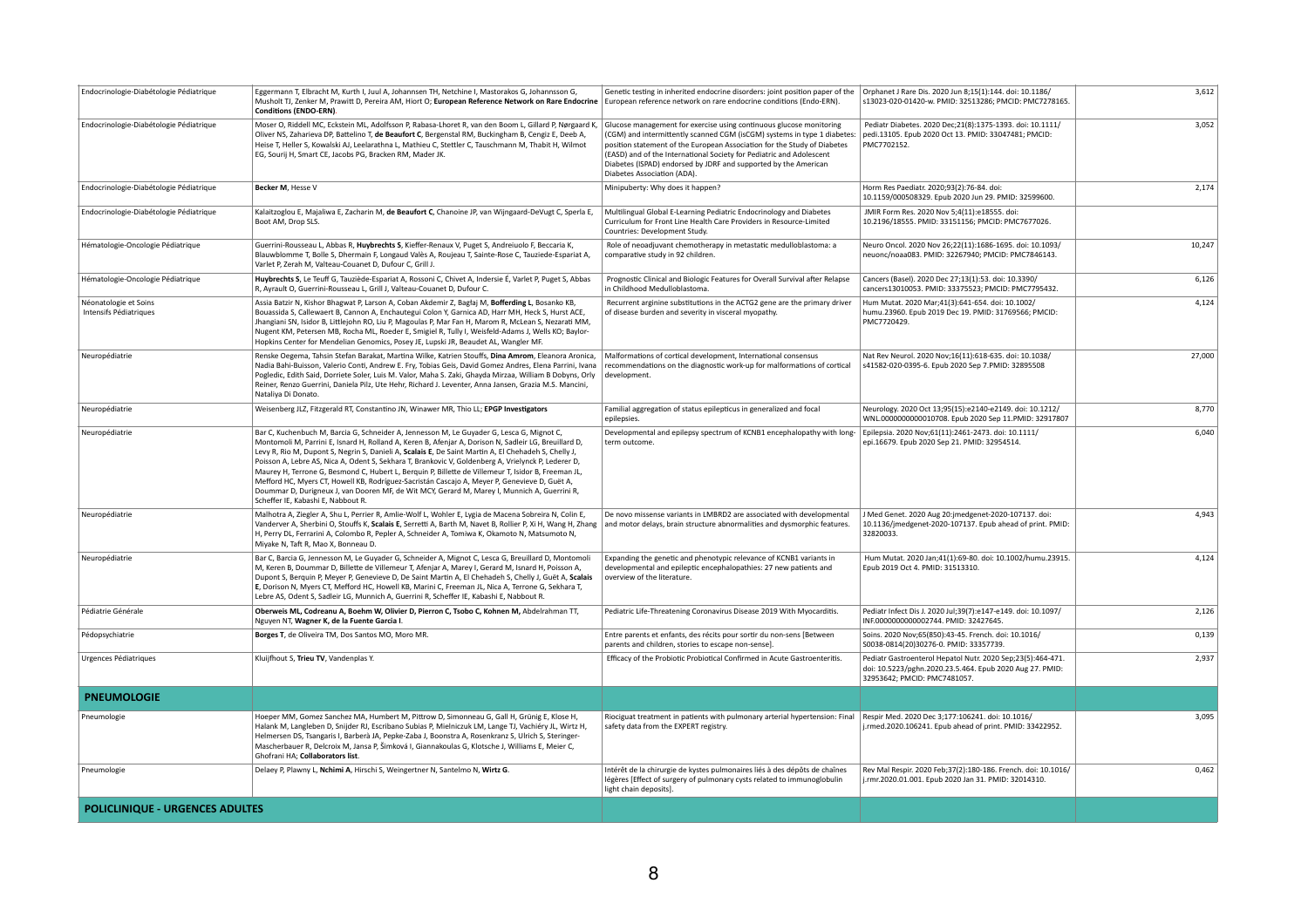| | | | | |
|---|---|---|---|---|
| Endocrinologie-Diabétologie Pédiatrique | Eggermann T, Elbracht M, Kurth I, Juul A, Johannsen TH, Netchine I, Mastorakos G, Johannsson G, Musholt TJ, Zenker M, Prawitt D, Pereira AM, Hiort O; **European Reference Network on Rare Endocrine Conditions (ENDO-ERN)**. | Genetic testing in inherited endocrine disorders: joint position paper of the European reference network on rare endocrine conditions (Endo-ERN). | Orphanet J Rare Dis. 2020 Jun 8;15(1):144. doi: 10.1186/s13023-020-01420-w. PMID: 32513286; PMCID: PMC7278165. | 3,612 |
| Endocrinologie-Diabétologie Pédiatrique | Moser O, Riddell MC, Eckstein ML, Adolfsson P, Rabasa-Lhoret R, van den Boom L, Gillard P, Nørgaard K, Oliver NS, Zaharieva DP, Battelino T, **de Beaufort C**, Bergenstal RM, Buckingham B, Cengiz E, Deeb A, Heise T, Heller S, Kowalski AJ, Leelarathna L, Mathieu C, Stettler C, Tauschmann M, Thabit H, Wilmot EG, Sourij H, Smart CE, Jacobs PG, Bracken RM, Mader JK. | Glucose management for exercise using continuous glucose monitoring (CGM) and intermittently scanned CGM (isCGM) systems in type 1 diabetes: position statement of the European Association for the Study of Diabetes (EASD) and of the International Society for Pediatric and Adolescent Diabetes (ISPAD) endorsed by JDRF and supported by the American Diabetes Association (ADA). | Pediatr Diabetes. 2020 Dec;21(8):1375-1393. doi: 10.1111/pedi.13105. Epub 2020 Oct 13. PMID: 33047481; PMCID: PMC7702152. | 3,052 |
| Endocrinologie-Diabétologie Pédiatrique | **Becker M**, Hesse V | Minipuberty: Why does it happen? | Horm Res Paediatr. 2020;93(2):76-84. doi: 10.1159/000508329. Epub 2020 Jun 29. PMID: 32599600. | 2,174 |
| Endocrinologie-Diabétologie Pédiatrique | Kalaitzoglou E, Majaliwa E, Zacharin M, **de Beaufort C**, Chanoine JP, van Wijngaard-DeVugt C, Sperla E, Boot AM, Drop SLS. | Multilingual Global E-Learning Pediatric Endocrinology and Diabetes Curriculum for Front Line Health Care Providers in Resource-Limited Countries: Development Study. | JMIR Form Res. 2020 Nov 5;4(11):e18555. doi: 10.2196/18555. PMID: 33151156; PMCID: PMC7677026. | |
| Hématologie-Oncologie Pédiatrique | Guerrini-Rousseau L, Abbas R, **Huybrechts S**, Kieffer-Renaux V, Puget S, Andreiuolo F, Beccaria K, Varlet P, Zerah M, Valteau-Couanet D, Dufour C, Grill J. | Role of neoadjuvant chemotherapy in metastatic medulloblastoma: a comparative study in 92 children. | Neuro Oncol. 2020 Nov 26;22(11):1686-1695. doi: 10.1093/neuonc/noaa083. PMID: 32267940; PMCID: PMC7846143. | 10,247 |
| Hématologie-Oncologie Pédiatrique | **Huybrechts S**, Le Teuff G, Tauziède-Espariat A, Rossoni C, Chivet A, Indersie É, Varlet P, Puget S, Abbas R, Ayrault O, Guerrini-Rousseau L, Grill J, Valteau-Couanet D, Dufour C. | Prognostic Clinical and Biologic Features for Overall Survival after Relapse in Childhood Medulloblastoma. | Cancers (Basel). 2020 Dec 27;13(1):53. doi: 10.3390/cancers13010053. PMID: 33375523; PMCID: PMC7795432. | 6,126 |
| Néonatologie et Soins Intensifs Pédiatriques | Assia Batzir N, Kishor Bhagwat P, Larson A, Coban Akdemir Z, Bagłaj M, **Bofferding L**, Bosanko KB, Bouassida S, Callewaert B, Cannon A, Enchautegui Colon Y, Garnica AD, Harr MH, Heck S, Hurst ACE, Jhangiani SN, Isidor B, Littlejohn RO, Liu P, Magoulas P, Mar Fan H, Marom R, McLean S, Nezarati MM, Nugent KM, Petersen MB, Rocha ML, Roeder E, Smigiel R, Tully I, Weisfeld-Adams J, Wells KO; Baylor-Hopkins Center for Mendelian Genomics, Posey JE, Lupski JR, Beaudet AL, Wangler MF. | Recurrent arginine substitutions in the ACTG2 gene are the primary driver of disease burden and severity in visceral myopathy. | Hum Mutat. 2020 Mar;41(3):641-654. doi: 10.1002/humu.23960. Epub 2019 Dec 19. PMID: 31769566; PMCID: PMC7720429. | 4,124 |
| Neuropédiatrie | Renske Oegema, Tahsin Stefan Barakat, Martina Wilke, Katrien Stouffs, **Dina Amrom**, Eleanora Aronica, Nadia Bahi-Buisson, Valerio Conti, Andrew E. Fry, Tobias Geis, David Gomez Andres, Elena Parrini, Ivana Pogledic, Edith Said, Dorriete Soler, Luis M. Valor, Maha S. Zaki, Ghayda Mirzaa, William B Dobyns, Orly Reiner, Renzo Guerrini, Daniela Pilz, Ute Hehr, Richard J. Leventer, Anna Jansen, Grazia M.S. Mancini, Nataliya Di Donato. | Malformations of cortical development, International consensus recommendations on the diagnostic work-up for malformations of cortical development. | Nat Rev Neurol. 2020 Nov;16(11):618-635. doi: 10.1038/s41582-020-0395-6. Epub 2020 Sep 7.PMID: 32895508 | 27,000 |
| Neuropédiatrie | Weisenberg JLZ, Fitzgerald RT, Constantino JN, Winawer MR, Thio LL; **EPGP Investigators** | Familial aggregation of status epilepticus in generalized and focal epilepsies. | Neurology. 2020 Oct 13;95(15):e2140-e2149. doi: 10.1212/WNL.0000000000010708. Epub 2020 Sep 11.PMID: 32917807 | 8,770 |
| Neuropédiatrie | Bar C, Kuchenbuch M, Barcia G, Schneider A, Jennesson M, Le Guyader G, Lesca G, Mignot C, Montomoli M, Parrini E, Isnard H, Rolland A, Keren B, Afenjar A, Dorison N, Sadleir LG, Breuillard D, Levy R, Rio M, Dupont S, Negrin S, Danieli A, **Scalais E**, De Saint Martin A, El Chehadeh S, Chelly J, Poisson A, Lebre AS, Nica A, Odent S, Sekhara T, Brankovic V, Goldenberg A, Vrielynck P, Lederer D, Maurey H, Terrone G, Besmond C, Hubert L, Berquin P, Billette de Villemeur T, Isidor B, Freeman JL, Mefford HC, Myers CT, Howell KB, Rodríguez-Sacristán Cascajo A, Meyer P, Genevieve D, Guët A, Doummar D, Durigneux J, van Dooren MF, de Wit MCY, Gerard M, Marey I, Munnich A, Guerrini R, Scheffer IE, Kabashi E, Nabbout R. | Developmental and epilepsy spectrum of KCNB1 encephalopathy with long-term outcome. | Epilepsia. 2020 Nov;61(11):2461-2473. doi: 10.1111/epi.16679. Epub 2020 Sep 21. PMID: 32954514. | 6,040 |
| Neuropédiatrie | Malhotra A, Ziegler A, Shu L, Perrier R, Amlie-Wolf L, Wohler E, Lygia de Macena Sobreira N, Colin E, Vanderver A, Sherbini O, Stouffs K, **Scalais E**, Serretti A, Barth M, Navet B, Rollier P, Xi H, Wang H, Zhang H, Perry DL, Ferrarini A, Colombo R, Pepler A, Schneider A, Tomiwa K, Okamoto N, Matsumoto N, Miyake N, Taft R, Mao X, Bonneau D. | De novo missense variants in LMBRD2 are associated with developmental and motor delays, brain structure abnormalities and dysmorphic features. | J Med Genet. 2020 Aug 20:jmedgenet-2020-107137. doi: 10.1136/jmedgenet-2020-107137. Epub ahead of print. PMID: 32820033. | 4,943 |
| Neuropédiatrie | Bar C, Barcia G, Jennesson M, Le Guyader G, Schneider A, Mignot C, Lesca G, Breuillard D, Montomoli M, Keren B, Doummar D, Billette de Villemeur T, Afenjar A, Marey I, Gerard M, Isnard H, Poisson A, Dupont S, Berquin P, Meyer P, Genevieve D, De Saint Martin A, El Chehadeh S, Chelly J, Guët A, **Scalais E**, Dorison N, Myers CT, Mefford HC, Howell KB, Marini C, Freeman JL, Nica A, Terrone G, Sekhara T, Lebre AS, Odent S, Sadleir LG, Munnich A, Guerrini R, Scheffer IE, Kabashi E, Nabbout R. | Expanding the genetic and phenotypic relevance of KCNB1 variants in developmental and epileptic encephalopathies: 27 new patients and overview of the literature. | Hum Mutat. 2020 Jan;41(1):69-80. doi: 10.1002/humu.23915. Epub 2019 Oct 4. PMID: 31513310. | 4,124 |
| Pédiatrie Générale | **Oberweis ML, Codreanu A, Boehm W, Olivier D, Pierron C, Tsobo C, Kohnen M,** Abdelrahman TT, Nguyen NT, **Wagner K, de la Fuente Garcia I**. | Pediatric Life-Threatening Coronavirus Disease 2019 With Myocarditis. | Pediatr Infect Dis J. 2020 Jul;39(7):e147-e149. doi: 10.1097/INF.0000000000002744. PMID: 32427645. | 2,126 |
| Pédopsychiatrie | **Borges T**, de Oliveira TM, Dos Santos MO, Moro MR. | Entre parents et enfants, des récits pour sortir du non-sens [Between parents and children, stories to escape non-sense]. | Soins. 2020 Nov;65(850):43-45. French. doi: 10.1016/S0038-0814(20)30276-0. PMID: 33357739. | 0,139 |
| Urgences Pédiatriques | Kluijfhout S, **Trieu TV**, Vandenplas Y. | Efficacy of the Probiotic Probiotical Confirmed in Acute Gastroenteritis. | Pediatr Gastroenterol Hepatol Nutr. 2020 Sep;23(5):464-471. doi: 10.5223/pghn.2020.23.5.464. Epub 2020 Aug 27. PMID: 32953642; PMCID: PMC7481057. | 2,937 |
| **PNEUMOLOGIE** | | | | |
| Pneumologie | Hoeper MM, Gomez Sanchez MA, Humbert M, Pittrow D, Simonneau G, Gall H, Grünig E, Klose H, Halank M, Langleben D, Snijder RJ, Escribano Subias P, Mielniczuk LM, Lange TJ, Vachiéry JL, Wirtz H, Helmersen DS, Tsangaris I, Barberà JA, Pepke-Zaba J, Boonstra A, Rosenkranz S, Ulrich S, Steringer-Mascherbauer R, Delcroix M, Jansa P, Šimková I, Giannakoulas G, Klotsche J, Williams E, Meier C, Ghofrani HA; **Collaborators list**. | Riociguat treatment in patients with pulmonary arterial hypertension: Final safety data from the EXPERT registry. | Respir Med. 2020 Dec 3;177:106241. doi: 10.1016/j.rmed.2020.106241. Epub ahead of print. PMID: 33422952. | 3,095 |
| Pneumologie | Delaey P, Plawny L, **Nchimi A**, Hirschi S, Weingertner N, Santelmo N, **Wirtz G**. | Intérêt de la chirurgie de kystes pulmonaires liés à des dépôts de chaînes légères [Effect of surgery of pulmonary cysts related to immunoglobulin light chain deposits]. | Rev Mal Respir. 2020 Feb;37(2):180-186. French. doi: 10.1016/j.rmr.2020.01.001. Epub 2020 Jan 31. PMID: 32014310. | 0,462 |
| **POLICLINIQUE - URGENCES ADULTES** | | | | |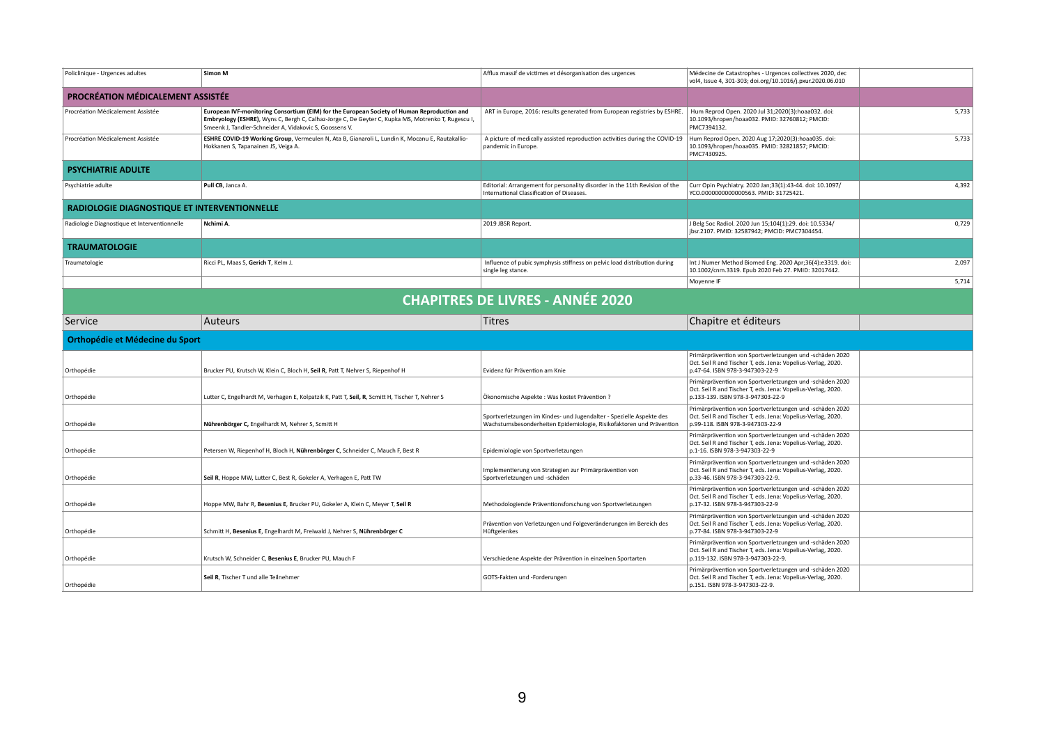| | | | | |
|---|---|---|---|---|
| Policlinique - Urgences adultes | **Simon M** | Afflux massif de victimes et désorganisation des urgences | Médecine de Catastrophes - Urgences collectives 2020, dec vol4, Issue 4, 301-303; doi.org/10.1016/j.pxur.2020.06.010 | |
| **PROCRÉATION MÉDICALEMENT ASSISTÉE** | | | | |
| Procréation Médicalement Assistée | **European IVF-monitoring Consortium (EIM) for the European Society of Human Reproduction and Embryology (ESHRE)**, Wyns C, Bergh C, Calhaz-Jorge C, De Geyter C, Kupka MS, Motrenko T, Rugescu I, Smeenk J, Tandler-Schneider A, Vidakovic S, Goossens V. | ART in Europe, 2016: results generated from European registries by ESHRE. | Hum Reprod Open. 2020 Jul 31;2020(3):hoaa032. doi: 10.1093/hropen/hoaa032. PMID: 32760812; PMCID: PMC7394132. | 5,733 |
| Procréation Médicalement Assistée | **ESHRE COVID-19 Working Group**, Vermeulen N, Ata B, Gianaroli L, Lundin K, Mocanu E, Rautakallio-Hokkanen S, Tapanainen JS, Veiga A. | A picture of medically assisted reproduction activities during the COVID-19 pandemic in Europe. | Hum Reprod Open. 2020 Aug 17;2020(3):hoaa035. doi: 10.1093/hropen/hoaa035. PMID: 32821857; PMCID: PMC7430925. | 5,733 |
| **PSYCHIATRIE ADULTE** | | | | |
| Psychiatrie adulte | **Pull CB**, Janca A. | Editorial: Arrangement for personality disorder in the 11th Revision of the International Classification of Diseases. | Curr Opin Psychiatry. 2020 Jan;33(1):43-44. doi: 10.1097/YCO.0000000000000563. PMID: 31725421. | 4,392 |
| **RADIOLOGIE DIAGNOSTIQUE ET INTERVENTIONNELLE** | | | | |
| Radiologie Diagnostique et Interventionnelle | **Nchimi A**. | 2019 JBSR Report. | J Belg Soc Radiol. 2020 Jun 15;104(1):29. doi: 10.5334/jbsr.2107. PMID: 32587942; PMCID: PMC7304454. | 0,729 |
| **TRAUMATOLOGIE** | | | | |
| Traumatologie | Ricci PL, Maas S, **Gerich T**, Kelm J. | Influence of pubic symphysis stiffness on pelvic load distribution during single leg stance. | Int J Numer Method Biomed Eng. 2020 Apr;36(4):e3319. doi: 10.1002/cnm.3319. Epub 2020 Feb 27. PMID: 32017442. | 2,097 |
| | | | Moyenne IF | 5,714 |

## CHAPITRES DE LIVRES - ANNÉE 2020

| Service | Auteurs | Titres | Chapitre et éditeurs | |
|---|---|---|---|---|
| **Orthopédie et Médecine du Sport** | | | | |
| Orthopédie | Brucker PU, Krutsch W, Klein C, Bloch H, **Seil R**, Patt T, Nehrer S, Riepenhof H | Evidenz für Prävention am Knie | Primärprävention von Sportverletzungen und -schäden 2020 Oct. Seil R and Tischer T, eds. Jena: Vopelius-Verlag, 2020. p.47-64. ISBN 978-3-947303-22-9 | |
| Orthopédie | Lutter C, Engelhardt M, Verhagen E, Kolpatzik K, Patt T, **Seil, R**, Scmitt H, Tischer T, Nehrer S | Ökonomische Aspekte : Was kostet Prävention ? | Primärprävention von Sportverletzungen und -schäden 2020 Oct. Seil R and Tischer T, eds. Jena: Vopelius-Verlag, 2020. p.133-139. ISBN 978-3-947303-22-9 | |
| Orthopédie | **Nührenbörger C,** Engelhardt M, Nehrer S, Scmitt H | Sportverletzungen im Kindes- und Jugendalter - Spezielle Aspekte des Wachstumsbesonderheiten Epidemiologie, Risikofaktoren und Prävention | Primärprävention von Sportverletzungen und -schäden 2020 Oct. Seil R and Tischer T, eds. Jena: Vopelius-Verlag, 2020. p.99-118. ISBN 978-3-947303-22-9 | |
| Orthopédie | Petersen W, Riepenhof H, Bloch H, **Nührenbörger C**, Schneider C, Mauch F, Best R | Epidemiologie von Sportverletzungen | Primärprävention von Sportverletzungen und -schäden 2020 Oct. Seil R and Tischer T, eds. Jena: Vopelius-Verlag, 2020. p.1-16. ISBN 978-3-947303-22-9 | |
| Orthopédie | **Seil R**, Hoppe MW, Lutter C, Best R, Gokeler A, Verhagen E, Patt TW | Implementierung von Strategien zur Primärprävention von Sportverletzungen und -schäden | Primärprävention von Sportverletzungen und -schäden 2020 Oct. Seil R and Tischer T, eds. Jena: Vopelius-Verlag, 2020. p.33-46. ISBN 978-3-947303-22-9. | |
| Orthopédie | Hoppe MW, Bahr R, **Besenius E**, Brucker PU, Gokeler A, Klein C, Meyer T, **Seil R** | Methodologiende Präventionsforschung von Sportverletzungen | Primärprävention von Sportverletzungen und -schäden 2020 Oct. Seil R and Tischer T, eds. Jena: Vopelius-Verlag, 2020. p.17-32. ISBN 978-3-947303-22-9 | |
| Orthopédie | Schmitt H, **Besenius E**, Engelhardt M, Freiwald J, Nehrer S, **Nührenbörger C** | Prävention von Verletzungen und Folgeveränderungen im Bereich des Hüftgelenkes | Primärprävention von Sportverletzungen und -schäden 2020 Oct. Seil R and Tischer T, eds. Jena: Vopelius-Verlag, 2020. p.77-84. ISBN 978-3-947303-22-9 | |
| Orthopédie | Krutsch W, Schneider C, **Besenius E**, Brucker PU, Mauch F | Verschiedene Aspekte der Prävention in einzelnen Sportarten | Primärprävention von Sportverletzungen und -schäden 2020 Oct. Seil R and Tischer T, eds. Jena: Vopelius-Verlag, 2020. p.119-132. ISBN 978-3-947303-22-9. | |
| Orthopédie | **Seil R**, Tischer T und alle Teilnehmer | GOTS-Fakten und -Forderungen | Primärprävention von Sportverletzungen und -schäden 2020 Oct. Seil R and Tischer T, eds. Jena: Vopelius-Verlag, 2020. p.151. ISBN 978-3-947303-22-9. | |